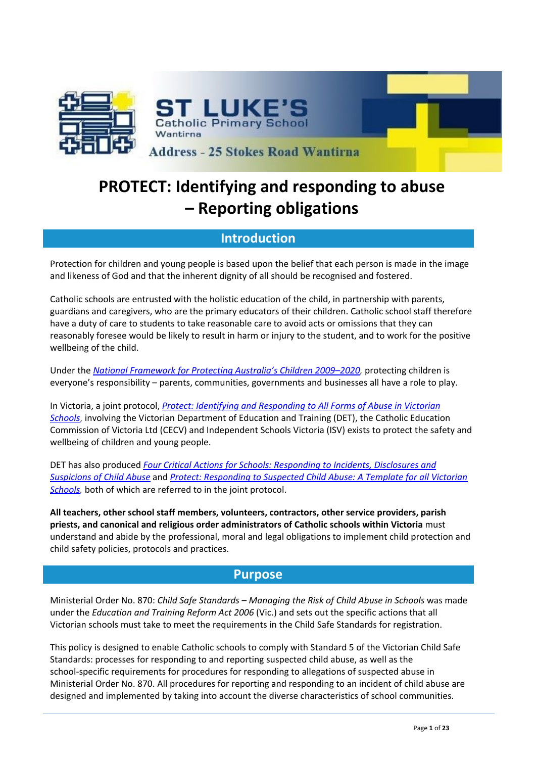ST LUKE'S
Catholic Primary School
Wantirna
Address - 25 Stokes Road Wantirna

# PROTECT: Identifying and responding to abuse – Reporting obligations

## Introduction

Protection for children and young people is based upon the belief that each person is made in the image and likeness of God and that the inherent dignity of all should be recognised and fostered.

Catholic schools are entrusted with the holistic education of the child, in partnership with parents, guardians and caregivers, who are the primary educators of their children. Catholic school staff therefore have a duty of care to students to take reasonable care to avoid acts or omissions that they can reasonably foresee would be likely to result in harm or injury to the student, and to work for the positive wellbeing of the child.

Under the *National Framework for Protecting Australia's Children 2009–2020*, protecting children is everyone's responsibility – parents, communities, governments and businesses all have a role to play.

In Victoria, a joint protocol, *Protect: Identifying and Responding to All Forms of Abuse in Victorian Schools*, involving the Victorian Department of Education and Training (DET), the Catholic Education Commission of Victoria Ltd (CECV) and Independent Schools Victoria (ISV) exists to protect the safety and wellbeing of children and young people.

DET has also produced *Four Critical Actions for Schools: Responding to Incidents, Disclosures and Suspicions of Child Abuse* and *Protect: Responding to Suspected Child Abuse: A Template for all Victorian Schools*, both of which are referred to in the joint protocol.

**All teachers, other school staff members, volunteers, contractors, other service providers, parish priests, and canonical and religious order administrators of Catholic schools within Victoria** must understand and abide by the professional, moral and legal obligations to implement child protection and child safety policies, protocols and practices.

## Purpose

Ministerial Order No. 870: *Child Safe Standards – Managing the Risk of Child Abuse in Schools* was made under the *Education and Training Reform Act 2006* (Vic.) and sets out the specific actions that all Victorian schools must take to meet the requirements in the Child Safe Standards for registration.

This policy is designed to enable Catholic schools to comply with Standard 5 of the Victorian Child Safe Standards: processes for responding to and reporting suspected child abuse, as well as the school-specific requirements for procedures for responding to allegations of suspected abuse in Ministerial Order No. 870. All procedures for reporting and responding to an incident of child abuse are designed and implemented by taking into account the diverse characteristics of school communities.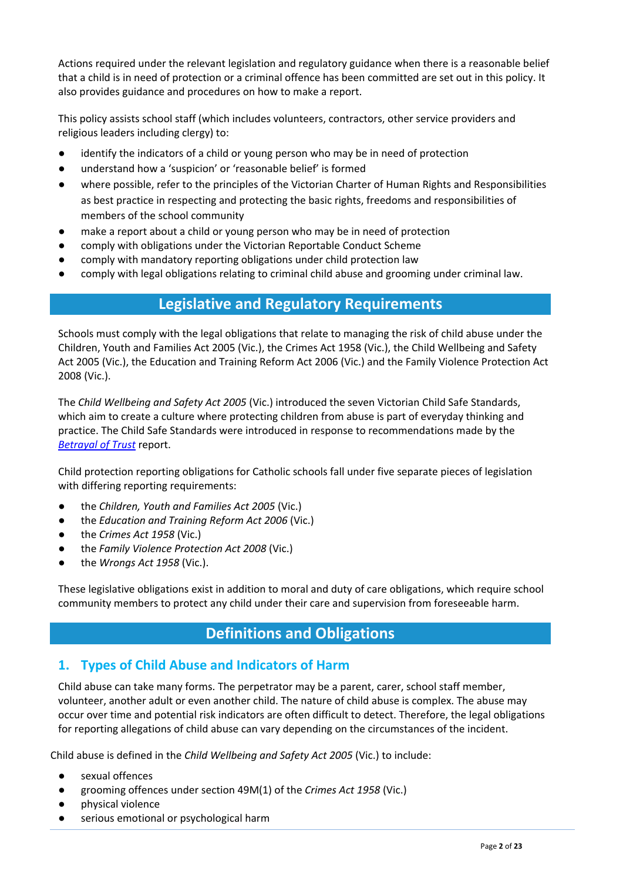Actions required under the relevant legislation and regulatory guidance when there is a reasonable belief that a child is in need of protection or a criminal offence has been committed are set out in this policy. It also provides guidance and procedures on how to make a report.

This policy assists school staff (which includes volunteers, contractors, other service providers and religious leaders including clergy) to:

- identify the indicators of a child or young person who may be in need of protection
- understand how a 'suspicion' or 'reasonable belief' is formed
- where possible, refer to the principles of the Victorian Charter of Human Rights and Responsibilities as best practice in respecting and protecting the basic rights, freedoms and responsibilities of members of the school community
- make a report about a child or young person who may be in need of protection
- comply with obligations under the Victorian Reportable Conduct Scheme
- comply with mandatory reporting obligations under child protection law
- comply with legal obligations relating to criminal child abuse and grooming under criminal law.

## Legislative and Regulatory Requirements

Schools must comply with the legal obligations that relate to managing the risk of child abuse under the Children, Youth and Families Act 2005 (Vic.), the Crimes Act 1958 (Vic.), the Child Wellbeing and Safety Act 2005 (Vic.), the Education and Training Reform Act 2006 (Vic.) and the Family Violence Protection Act 2008 (Vic.).

The *Child Wellbeing and Safety Act 2005* (Vic.) introduced the seven Victorian Child Safe Standards, which aim to create a culture where protecting children from abuse is part of everyday thinking and practice. The Child Safe Standards were introduced in response to recommendations made by the *Betrayal of Trust* report.

Child protection reporting obligations for Catholic schools fall under five separate pieces of legislation with differing reporting requirements:

- the *Children, Youth and Families Act 2005* (Vic.)
- the *Education and Training Reform Act 2006* (Vic.)
- the *Crimes Act 1958* (Vic.)
- the *Family Violence Protection Act 2008* (Vic.)
- the *Wrongs Act 1958* (Vic.).

These legislative obligations exist in addition to moral and duty of care obligations, which require school community members to protect any child under their care and supervision from foreseeable harm.

## Definitions and Obligations

### 1. Types of Child Abuse and Indicators of Harm

Child abuse can take many forms. The perpetrator may be a parent, carer, school staff member, volunteer, another adult or even another child. The nature of child abuse is complex. The abuse may occur over time and potential risk indicators are often difficult to detect. Therefore, the legal obligations for reporting allegations of child abuse can vary depending on the circumstances of the incident.

Child abuse is defined in the *Child Wellbeing and Safety Act 2005* (Vic.) to include:

- sexual offences
- grooming offences under section 49M(1) of the *Crimes Act 1958* (Vic.)
- physical violence
- serious emotional or psychological harm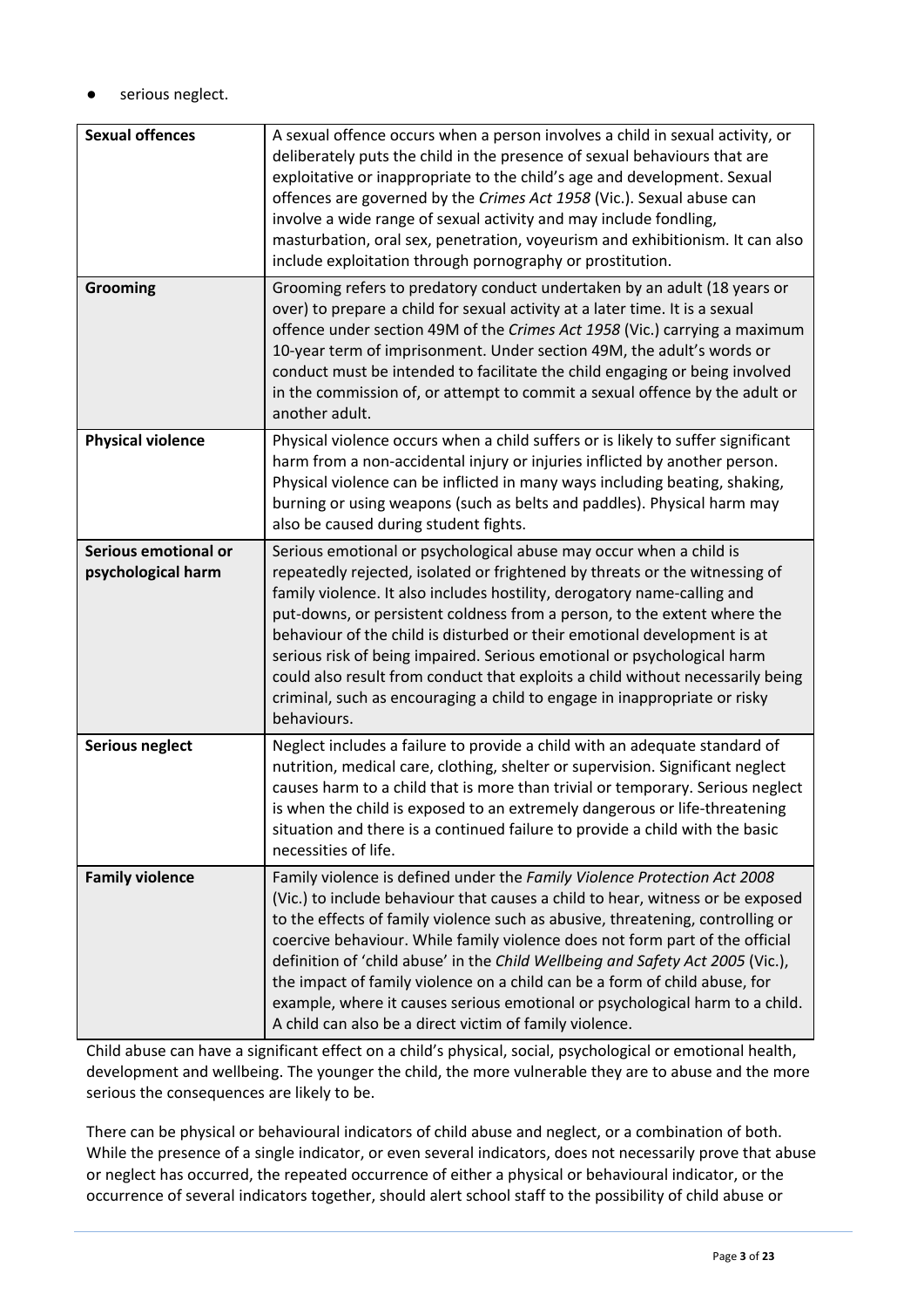- serious neglect.

| | |
|---|---|
| **Sexual offences** | A sexual offence occurs when a person involves a child in sexual activity, or deliberately puts the child in the presence of sexual behaviours that are exploitative or inappropriate to the child's age and development. Sexual offences are governed by the *Crimes Act 1958* (Vic.). Sexual abuse can involve a wide range of sexual activity and may include fondling, masturbation, oral sex, penetration, voyeurism and exhibitionism. It can also include exploitation through pornography or prostitution. |
| **Grooming** | Grooming refers to predatory conduct undertaken by an adult (18 years or over) to prepare a child for sexual activity at a later time. It is a sexual offence under section 49M of the *Crimes Act 1958* (Vic.) carrying a maximum 10-year term of imprisonment. Under section 49M, the adult's words or conduct must be intended to facilitate the child engaging or being involved in the commission of, or attempt to commit a sexual offence by the adult or another adult. |
| **Physical violence** | Physical violence occurs when a child suffers or is likely to suffer significant harm from a non-accidental injury or injuries inflicted by another person. Physical violence can be inflicted in many ways including beating, shaking, burning or using weapons (such as belts and paddles). Physical harm may also be caused during student fights. |
| **Serious emotional or psychological harm** | Serious emotional or psychological abuse may occur when a child is repeatedly rejected, isolated or frightened by threats or the witnessing of family violence. It also includes hostility, derogatory name-calling and put-downs, or persistent coldness from a person, to the extent where the behaviour of the child is disturbed or their emotional development is at serious risk of being impaired. Serious emotional or psychological harm could also result from conduct that exploits a child without necessarily being criminal, such as encouraging a child to engage in inappropriate or risky behaviours. |
| **Serious neglect** | Neglect includes a failure to provide a child with an adequate standard of nutrition, medical care, clothing, shelter or supervision. Significant neglect causes harm to a child that is more than trivial or temporary. Serious neglect is when the child is exposed to an extremely dangerous or life-threatening situation and there is a continued failure to provide a child with the basic necessities of life. |
| **Family violence** | Family violence is defined under the *Family Violence Protection Act 2008* (Vic.) to include behaviour that causes a child to hear, witness or be exposed to the effects of family violence such as abusive, threatening, controlling or coercive behaviour. While family violence does not form part of the official definition of 'child abuse' in the *Child Wellbeing and Safety Act 2005* (Vic.), the impact of family violence on a child can be a form of child abuse, for example, where it causes serious emotional or psychological harm to a child. A child can also be a direct victim of family violence. |

Child abuse can have a significant effect on a child's physical, social, psychological or emotional health, development and wellbeing. The younger the child, the more vulnerable they are to abuse and the more serious the consequences are likely to be.

There can be physical or behavioural indicators of child abuse and neglect, or a combination of both. While the presence of a single indicator, or even several indicators, does not necessarily prove that abuse or neglect has occurred, the repeated occurrence of either a physical or behavioural indicator, or the occurrence of several indicators together, should alert school staff to the possibility of child abuse or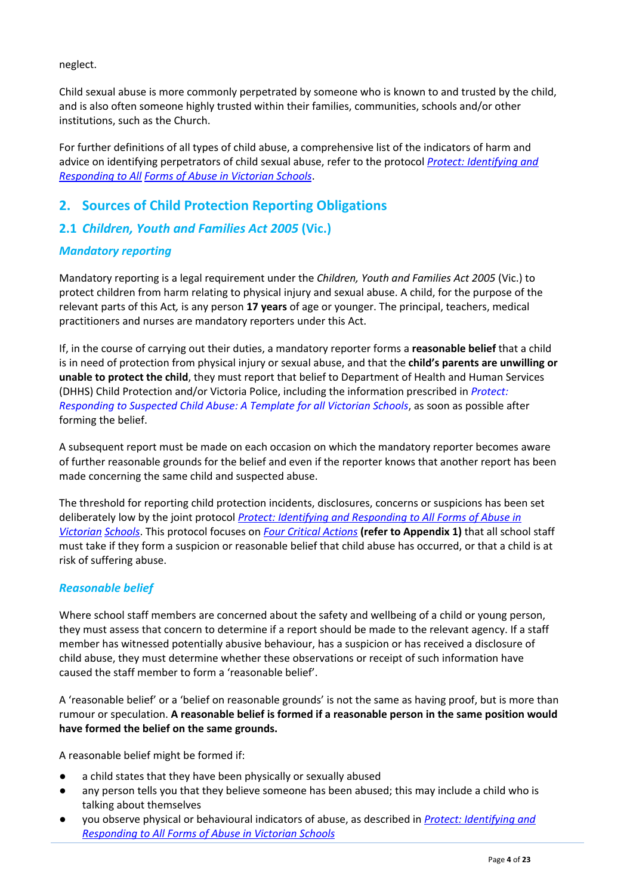neglect.

Child sexual abuse is more commonly perpetrated by someone who is known to and trusted by the child, and is also often someone highly trusted within their families, communities, schools and/or other institutions, such as the Church.

For further definitions of all types of child abuse, a comprehensive list of the indicators of harm and advice on identifying perpetrators of child sexual abuse, refer to the protocol *Protect: Identifying and Responding to All Forms of Abuse in Victorian Schools*.

## 2. Sources of Child Protection Reporting Obligations

### 2.1 *Children, Youth and Families Act 2005* (Vic.)

#### *Mandatory reporting*

Mandatory reporting is a legal requirement under the *Children, Youth and Families Act 2005* (Vic.) to protect children from harm relating to physical injury and sexual abuse. A child, for the purpose of the relevant parts of this Act, is any person **17 years** of age or younger. The principal, teachers, medical practitioners and nurses are mandatory reporters under this Act.

If, in the course of carrying out their duties, a mandatory reporter forms a **reasonable belief** that a child is in need of protection from physical injury or sexual abuse, and that the **child's parents are unwilling or unable to protect the child**, they must report that belief to Department of Health and Human Services (DHHS) Child Protection and/or Victoria Police, including the information prescribed in *Protect: Responding to Suspected Child Abuse: A Template for all Victorian Schools*, as soon as possible after forming the belief.

A subsequent report must be made on each occasion on which the mandatory reporter becomes aware of further reasonable grounds for the belief and even if the reporter knows that another report has been made concerning the same child and suspected abuse.

The threshold for reporting child protection incidents, disclosures, concerns or suspicions has been set deliberately low by the joint protocol *Protect: Identifying and Responding to All Forms of Abuse in Victorian Schools*. This protocol focuses on *Four Critical Actions* **(refer to Appendix 1)** that all school staff must take if they form a suspicion or reasonable belief that child abuse has occurred, or that a child is at risk of suffering abuse.

#### *Reasonable belief*

Where school staff members are concerned about the safety and wellbeing of a child or young person, they must assess that concern to determine if a report should be made to the relevant agency. If a staff member has witnessed potentially abusive behaviour, has a suspicion or has received a disclosure of child abuse, they must determine whether these observations or receipt of such information have caused the staff member to form a 'reasonable belief'.

A 'reasonable belief' or a 'belief on reasonable grounds' is not the same as having proof, but is more than rumour or speculation. **A reasonable belief is formed if a reasonable person in the same position would have formed the belief on the same grounds.**

A reasonable belief might be formed if:

- a child states that they have been physically or sexually abused
- any person tells you that they believe someone has been abused; this may include a child who is talking about themselves
- you observe physical or behavioural indicators of abuse, as described in *Protect: Identifying and Responding to All Forms of Abuse in Victorian Schools*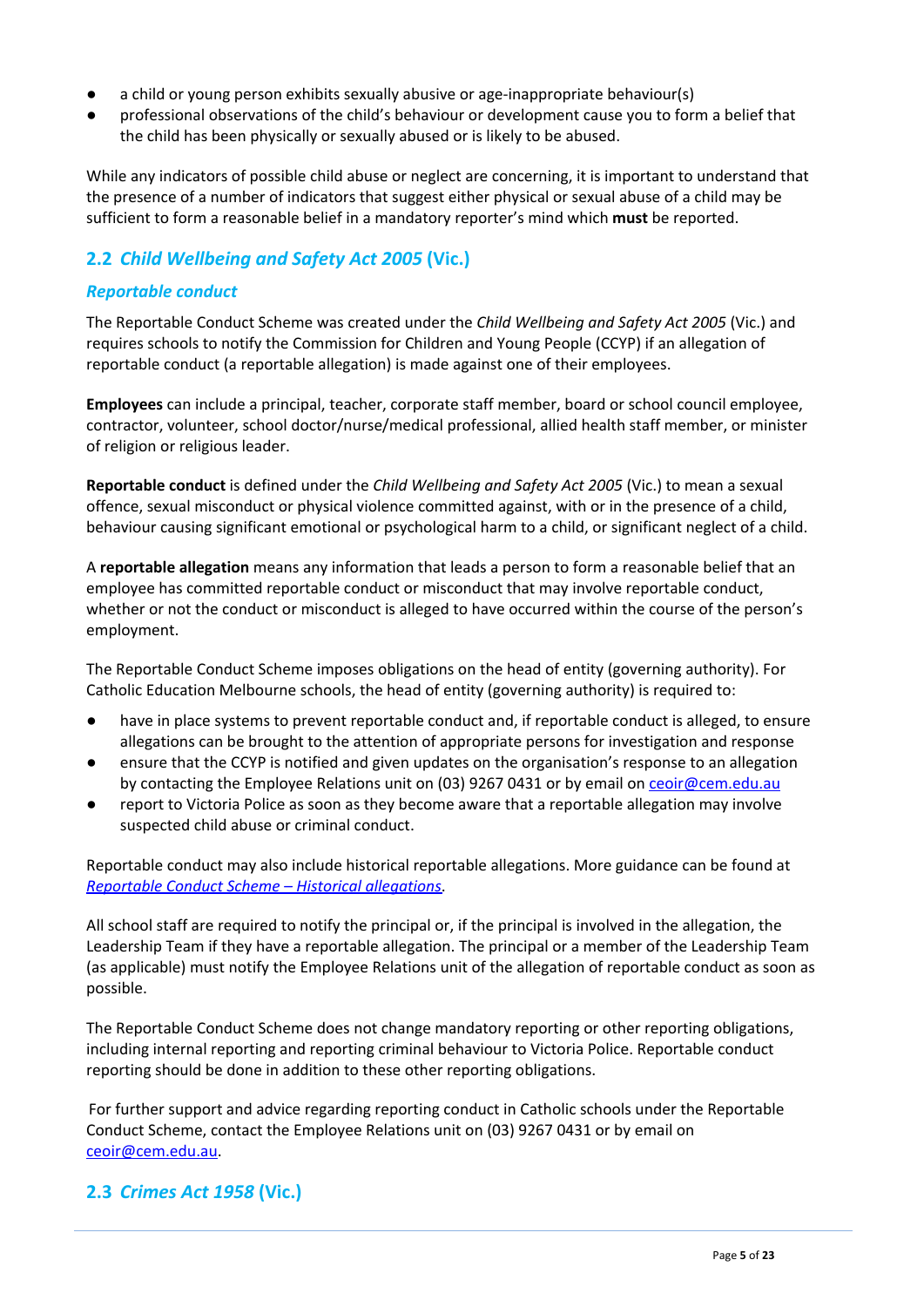- a child or young person exhibits sexually abusive or age-inappropriate behaviour(s)
- professional observations of the child's behaviour or development cause you to form a belief that the child has been physically or sexually abused or is likely to be abused.

While any indicators of possible child abuse or neglect are concerning, it is important to understand that the presence of a number of indicators that suggest either physical or sexual abuse of a child may be sufficient to form a reasonable belief in a mandatory reporter's mind which **must** be reported.

## 2.2 *Child Wellbeing and Safety Act 2005* (Vic.)

### *Reportable conduct*

The Reportable Conduct Scheme was created under the *Child Wellbeing and Safety Act 2005* (Vic.) and requires schools to notify the Commission for Children and Young People (CCYP) if an allegation of reportable conduct (a reportable allegation) is made against one of their employees.

**Employees** can include a principal, teacher, corporate staff member, board or school council employee, contractor, volunteer, school doctor/nurse/medical professional, allied health staff member, or minister of religion or religious leader.

**Reportable conduct** is defined under the *Child Wellbeing and Safety Act 2005* (Vic.) to mean a sexual offence, sexual misconduct or physical violence committed against, with or in the presence of a child, behaviour causing significant emotional or psychological harm to a child, or significant neglect of a child.

A **reportable allegation** means any information that leads a person to form a reasonable belief that an employee has committed reportable conduct or misconduct that may involve reportable conduct, whether or not the conduct or misconduct is alleged to have occurred within the course of the person's employment.

The Reportable Conduct Scheme imposes obligations on the head of entity (governing authority). For Catholic Education Melbourne schools, the head of entity (governing authority) is required to:

- have in place systems to prevent reportable conduct and, if reportable conduct is alleged, to ensure allegations can be brought to the attention of appropriate persons for investigation and response
- ensure that the CCYP is notified and given updates on the organisation's response to an allegation by contacting the Employee Relations unit on (03) 9267 0431 or by email on ceoir@cem.edu.au
- report to Victoria Police as soon as they become aware that a reportable allegation may involve suspected child abuse or criminal conduct.

Reportable conduct may also include historical reportable allegations. More guidance can be found at *Reportable Conduct Scheme – Historical allegations*.

All school staff are required to notify the principal or, if the principal is involved in the allegation, the Leadership Team if they have a reportable allegation. The principal or a member of the Leadership Team (as applicable) must notify the Employee Relations unit of the allegation of reportable conduct as soon as possible.

The Reportable Conduct Scheme does not change mandatory reporting or other reporting obligations, including internal reporting and reporting criminal behaviour to Victoria Police. Reportable conduct reporting should be done in addition to these other reporting obligations.

For further support and advice regarding reporting conduct in Catholic schools under the Reportable Conduct Scheme, contact the Employee Relations unit on (03) 9267 0431 or by email on ceoir@cem.edu.au.

## 2.3 *Crimes Act 1958* (Vic.)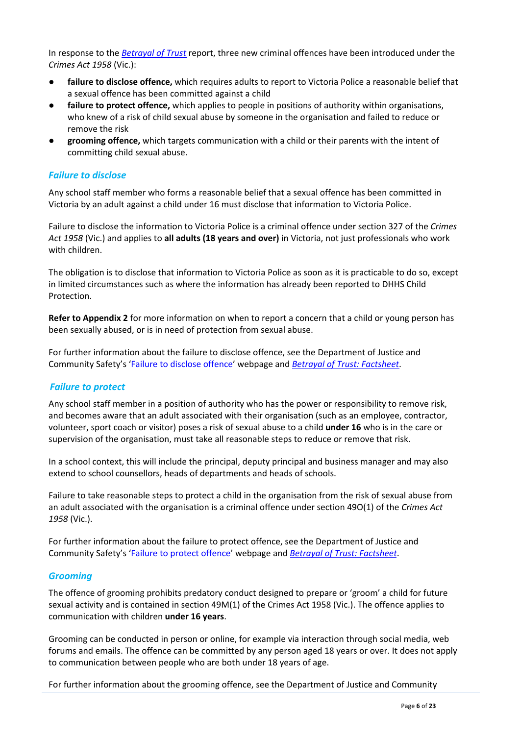In response to the *Betrayal of Trust* report, three new criminal offences have been introduced under the *Crimes Act 1958* (Vic.):

- **failure to disclose offence,** which requires adults to report to Victoria Police a reasonable belief that a sexual offence has been committed against a child
- **failure to protect offence,** which applies to people in positions of authority within organisations, who knew of a risk of child sexual abuse by someone in the organisation and failed to reduce or remove the risk
- **grooming offence,** which targets communication with a child or their parents with the intent of committing child sexual abuse.

### *Failure to disclose*

Any school staff member who forms a reasonable belief that a sexual offence has been committed in Victoria by an adult against a child under 16 must disclose that information to Victoria Police.

Failure to disclose the information to Victoria Police is a criminal offence under section 327 of the *Crimes Act 1958* (Vic.) and applies to **all adults (18 years and over)** in Victoria, not just professionals who work with children.

The obligation is to disclose that information to Victoria Police as soon as it is practicable to do so, except in limited circumstances such as where the information has already been reported to DHHS Child Protection.

**Refer to Appendix 2** for more information on when to report a concern that a child or young person has been sexually abused, or is in need of protection from sexual abuse.

For further information about the failure to disclose offence, see the Department of Justice and Community Safety's 'Failure to disclose offence' webpage and *Betrayal of Trust: Factsheet*.

### *Failure to protect*

Any school staff member in a position of authority who has the power or responsibility to remove risk, and becomes aware that an adult associated with their organisation (such as an employee, contractor, volunteer, sport coach or visitor) poses a risk of sexual abuse to a child **under 16** who is in the care or supervision of the organisation, must take all reasonable steps to reduce or remove that risk.

In a school context, this will include the principal, deputy principal and business manager and may also extend to school counsellors, heads of departments and heads of schools.

Failure to take reasonable steps to protect a child in the organisation from the risk of sexual abuse from an adult associated with the organisation is a criminal offence under section 49O(1) of the *Crimes Act 1958* (Vic.).

For further information about the failure to protect offence, see the Department of Justice and Community Safety's 'Failure to protect offence' webpage and *Betrayal of Trust: Factsheet*.

### *Grooming*

The offence of grooming prohibits predatory conduct designed to prepare or 'groom' a child for future sexual activity and is contained in section 49M(1) of the Crimes Act 1958 (Vic.). The offence applies to communication with children **under 16 years**.

Grooming can be conducted in person or online, for example via interaction through social media, web forums and emails. The offence can be committed by any person aged 18 years or over. It does not apply to communication between people who are both under 18 years of age.

For further information about the grooming offence, see the Department of Justice and Community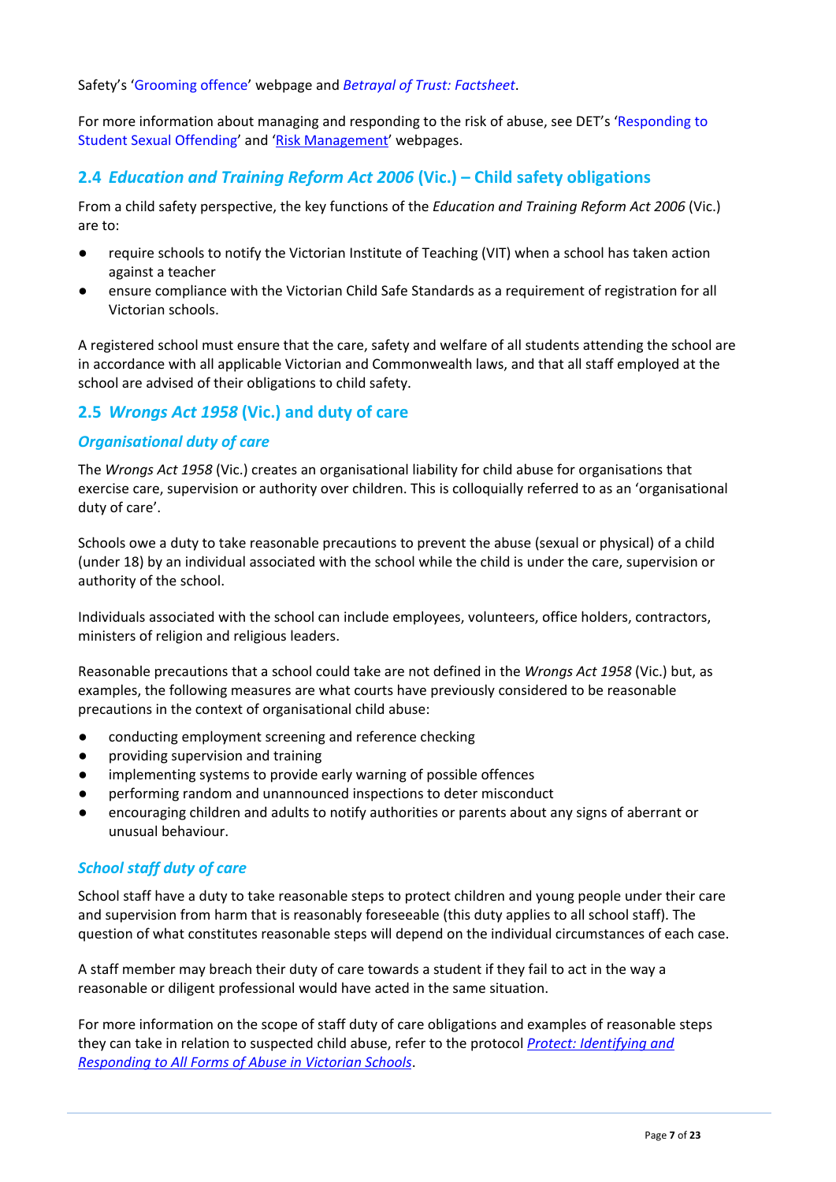Safety's 'Grooming offence' webpage and *Betrayal of Trust: Factsheet*.

For more information about managing and responding to the risk of abuse, see DET's 'Responding to Student Sexual Offending' and 'Risk Management' webpages.

## 2.4 *Education and Training Reform Act 2006* (Vic.) – Child safety obligations

From a child safety perspective, the key functions of the *Education and Training Reform Act 2006* (Vic.) are to:

- require schools to notify the Victorian Institute of Teaching (VIT) when a school has taken action against a teacher
- ensure compliance with the Victorian Child Safe Standards as a requirement of registration for all Victorian schools.

A registered school must ensure that the care, safety and welfare of all students attending the school are in accordance with all applicable Victorian and Commonwealth laws, and that all staff employed at the school are advised of their obligations to child safety.

## 2.5 *Wrongs Act 1958* (Vic.) and duty of care

### *Organisational duty of care*

The *Wrongs Act 1958* (Vic.) creates an organisational liability for child abuse for organisations that exercise care, supervision or authority over children. This is colloquially referred to as an 'organisational duty of care'.

Schools owe a duty to take reasonable precautions to prevent the abuse (sexual or physical) of a child (under 18) by an individual associated with the school while the child is under the care, supervision or authority of the school.

Individuals associated with the school can include employees, volunteers, office holders, contractors, ministers of religion and religious leaders.

Reasonable precautions that a school could take are not defined in the *Wrongs Act 1958* (Vic.) but, as examples, the following measures are what courts have previously considered to be reasonable precautions in the context of organisational child abuse:

- conducting employment screening and reference checking
- providing supervision and training
- implementing systems to provide early warning of possible offences
- performing random and unannounced inspections to deter misconduct
- encouraging children and adults to notify authorities or parents about any signs of aberrant or unusual behaviour.

### *School staff duty of care*

School staff have a duty to take reasonable steps to protect children and young people under their care and supervision from harm that is reasonably foreseeable (this duty applies to all school staff). The question of what constitutes reasonable steps will depend on the individual circumstances of each case.

A staff member may breach their duty of care towards a student if they fail to act in the way a reasonable or diligent professional would have acted in the same situation.

For more information on the scope of staff duty of care obligations and examples of reasonable steps they can take in relation to suspected child abuse, refer to the protocol *Protect: Identifying and Responding to All Forms of Abuse in Victorian Schools*.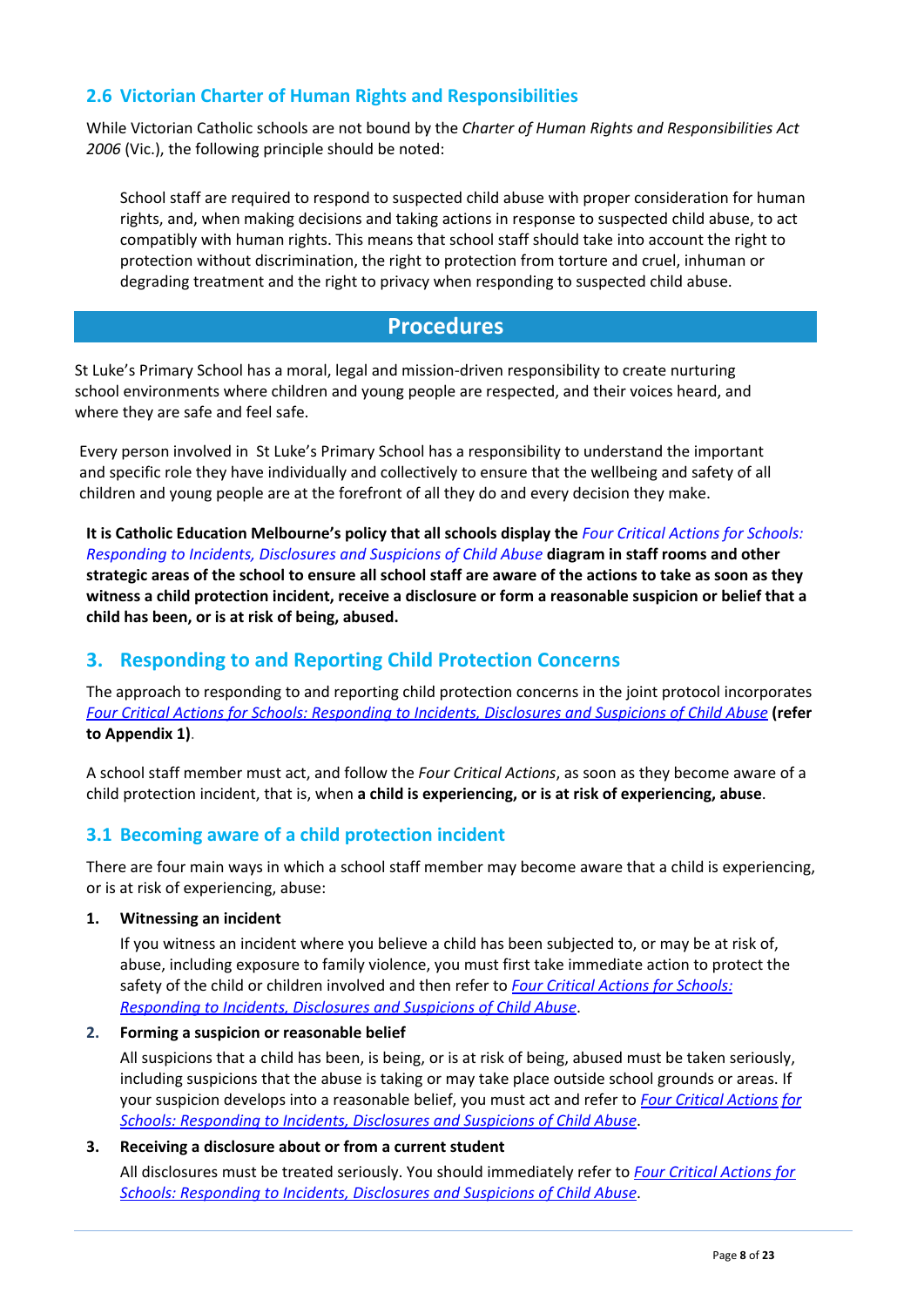## 2.6 Victorian Charter of Human Rights and Responsibilities

While Victorian Catholic schools are not bound by the *Charter of Human Rights and Responsibilities Act 2006* (Vic.), the following principle should be noted:

> School staff are required to respond to suspected child abuse with proper consideration for human rights, and, when making decisions and taking actions in response to suspected child abuse, to act compatibly with human rights. This means that school staff should take into account the right to protection without discrimination, the right to protection from torture and cruel, inhuman or degrading treatment and the right to privacy when responding to suspected child abuse.

# Procedures

St Luke's Primary School has a moral, legal and mission-driven responsibility to create nurturing school environments where children and young people are respected, and their voices heard, and where they are safe and feel safe.

Every person involved in St Luke's Primary School has a responsibility to understand the important and specific role they have individually and collectively to ensure that the wellbeing and safety of all children and young people are at the forefront of all they do and every decision they make.

**It is Catholic Education Melbourne's policy that all schools display the *Four Critical Actions for Schools: Responding to Incidents, Disclosures and Suspicions of Child Abuse* diagram in staff rooms and other strategic areas of the school to ensure all school staff are aware of the actions to take as soon as they witness a child protection incident, receive a disclosure or form a reasonable suspicion or belief that a child has been, or is at risk of being, abused.**

## 3. Responding to and Reporting Child Protection Concerns

The approach to responding to and reporting child protection concerns in the joint protocol incorporates *Four Critical Actions for Schools: Responding to Incidents, Disclosures and Suspicions of Child Abuse* **(refer to Appendix 1)**.

A school staff member must act, and follow the *Four Critical Actions*, as soon as they become aware of a child protection incident, that is, when **a child is experiencing, or is at risk of experiencing, abuse**.

## 3.1 Becoming aware of a child protection incident

There are four main ways in which a school staff member may become aware that a child is experiencing, or is at risk of experiencing, abuse:

1. **Witnessing an incident**

   If you witness an incident where you believe a child has been subjected to, or may be at risk of, abuse, including exposure to family violence, you must first take immediate action to protect the safety of the child or children involved and then refer to *Four Critical Actions for Schools: Responding to Incidents, Disclosures and Suspicions of Child Abuse*.

2. **Forming a suspicion or reasonable belief**

   All suspicions that a child has been, is being, or is at risk of being, abused must be taken seriously, including suspicions that the abuse is taking or may take place outside school grounds or areas. If your suspicion develops into a reasonable belief, you must act and refer to *Four Critical Actions for Schools: Responding to Incidents, Disclosures and Suspicions of Child Abuse*.

3. **Receiving a disclosure about or from a current student**

   All disclosures must be treated seriously. You should immediately refer to *Four Critical Actions for Schools: Responding to Incidents, Disclosures and Suspicions of Child Abuse*.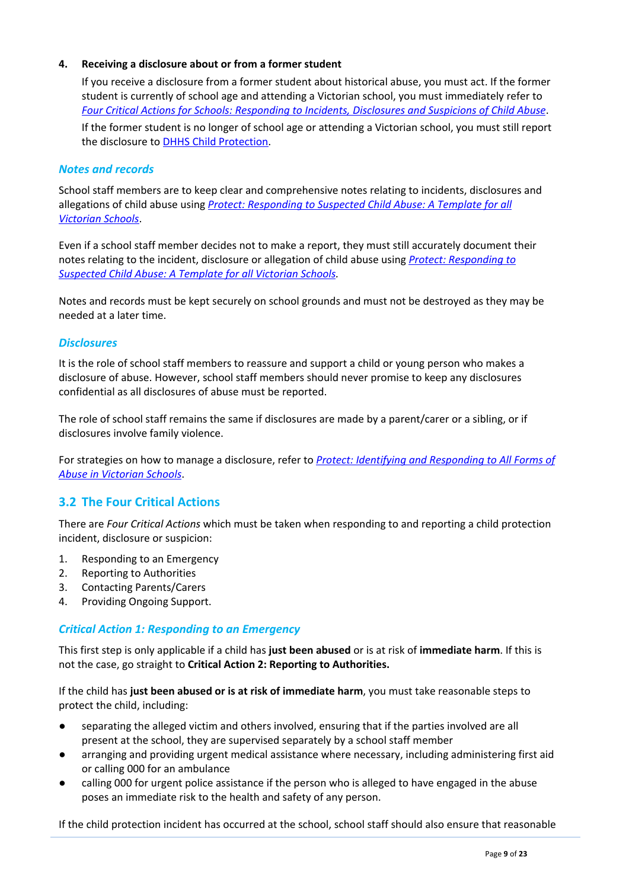**4. Receiving a disclosure about or from a former student**

If you receive a disclosure from a former student about historical abuse, you must act. If the former student is currently of school age and attending a Victorian school, you must immediately refer to *Four Critical Actions for Schools: Responding to Incidents, Disclosures and Suspicions of Child Abuse*.

If the former student is no longer of school age or attending a Victorian school, you must still report the disclosure to DHHS Child Protection.

### *Notes and records*

School staff members are to keep clear and comprehensive notes relating to incidents, disclosures and allegations of child abuse using *Protect: Responding to Suspected Child Abuse: A Template for all Victorian Schools*.

Even if a school staff member decides not to make a report, they must still accurately document their notes relating to the incident, disclosure or allegation of child abuse using *Protect: Responding to Suspected Child Abuse: A Template for all Victorian Schools.*

Notes and records must be kept securely on school grounds and must not be destroyed as they may be needed at a later time.

### *Disclosures*

It is the role of school staff members to reassure and support a child or young person who makes a disclosure of abuse. However, school staff members should never promise to keep any disclosures confidential as all disclosures of abuse must be reported.

The role of school staff remains the same if disclosures are made by a parent/carer or a sibling, or if disclosures involve family violence.

For strategies on how to manage a disclosure, refer to *Protect: Identifying and Responding to All Forms of Abuse in Victorian Schools*.

## 3.2 The Four Critical Actions

There are *Four Critical Actions* which must be taken when responding to and reporting a child protection incident, disclosure or suspicion:

1. Responding to an Emergency
2. Reporting to Authorities
3. Contacting Parents/Carers
4. Providing Ongoing Support.

### *Critical Action 1: Responding to an Emergency*

This first step is only applicable if a child has **just been abused** or is at risk of **immediate harm**. If this is not the case, go straight to **Critical Action 2: Reporting to Authorities.**

If the child has **just been abused or is at risk of immediate harm**, you must take reasonable steps to protect the child, including:

- separating the alleged victim and others involved, ensuring that if the parties involved are all present at the school, they are supervised separately by a school staff member
- arranging and providing urgent medical assistance where necessary, including administering first aid or calling 000 for an ambulance
- calling 000 for urgent police assistance if the person who is alleged to have engaged in the abuse poses an immediate risk to the health and safety of any person.

If the child protection incident has occurred at the school, school staff should also ensure that reasonable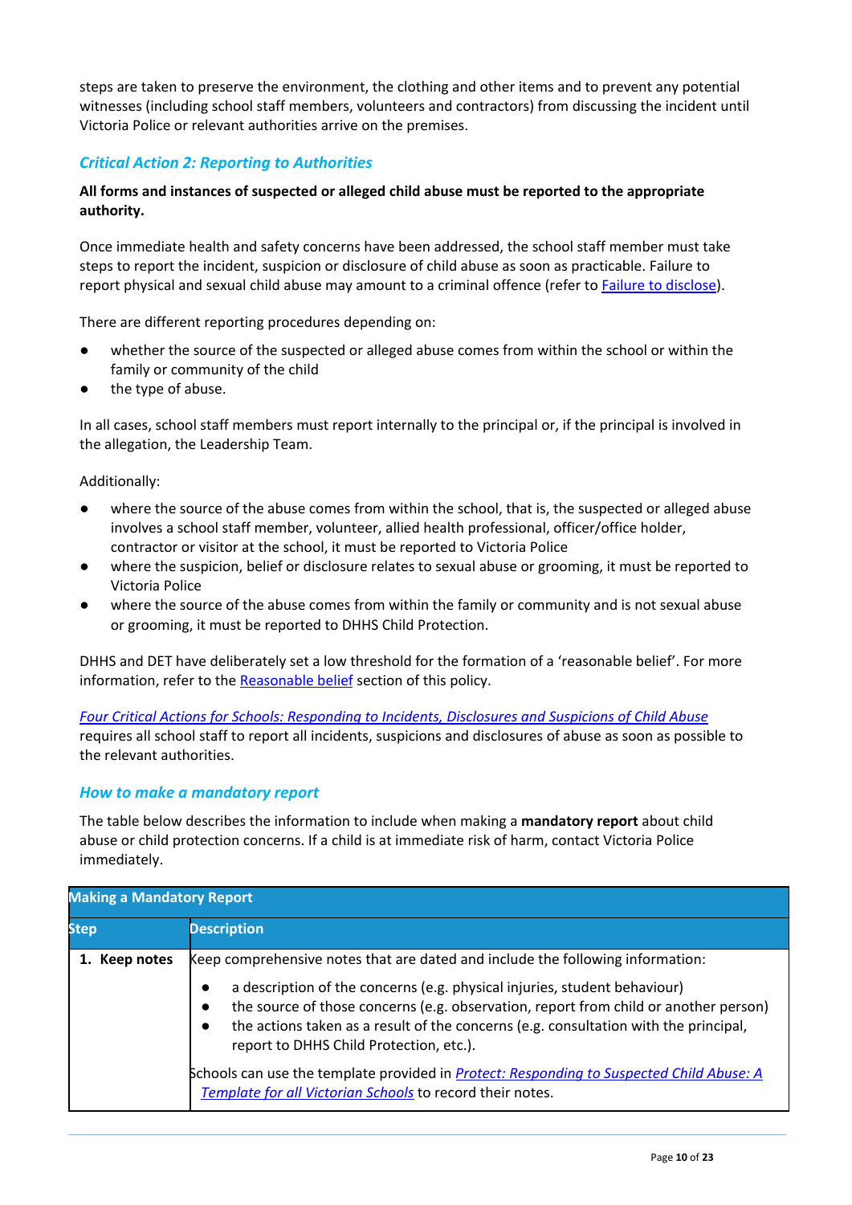steps are taken to preserve the environment, the clothing and other items and to prevent any potential witnesses (including school staff members, volunteers and contractors) from discussing the incident until Victoria Police or relevant authorities arrive on the premises.

### *Critical Action 2: Reporting to Authorities*

**All forms and instances of suspected or alleged child abuse must be reported to the appropriate authority.**

Once immediate health and safety concerns have been addressed, the school staff member must take steps to report the incident, suspicion or disclosure of child abuse as soon as practicable. Failure to report physical and sexual child abuse may amount to a criminal offence (refer to Failure to disclose).

There are different reporting procedures depending on:

- whether the source of the suspected or alleged abuse comes from within the school or within the family or community of the child
- the type of abuse.

In all cases, school staff members must report internally to the principal or, if the principal is involved in the allegation, the Leadership Team.

Additionally:

- where the source of the abuse comes from within the school, that is, the suspected or alleged abuse involves a school staff member, volunteer, allied health professional, officer/office holder, contractor or visitor at the school, it must be reported to Victoria Police
- where the suspicion, belief or disclosure relates to sexual abuse or grooming, it must be reported to Victoria Police
- where the source of the abuse comes from within the family or community and is not sexual abuse or grooming, it must be reported to DHHS Child Protection.

DHHS and DET have deliberately set a low threshold for the formation of a 'reasonable belief'. For more information, refer to the Reasonable belief section of this policy.

*Four Critical Actions for Schools: Responding to Incidents, Disclosures and Suspicions of Child Abuse* requires all school staff to report all incidents, suspicions and disclosures of abuse as soon as possible to the relevant authorities.

### *How to make a mandatory report*

The table below describes the information to include when making a **mandatory report** about child abuse or child protection concerns. If a child is at immediate risk of harm, contact Victoria Police immediately.

| **Making a Mandatory Report** | |
|---|---|
| **Step** | **Description** |
| **1. Keep notes** | Keep comprehensive notes that are dated and include the following information:<br>• a description of the concerns (e.g. physical injuries, student behaviour)<br>• the source of those concerns (e.g. observation, report from child or another person)<br>• the actions taken as a result of the concerns (e.g. consultation with the principal, report to DHHS Child Protection, etc.).<br>Schools can use the template provided in *Protect: Responding to Suspected Child Abuse: A Template for all Victorian Schools* to record their notes. |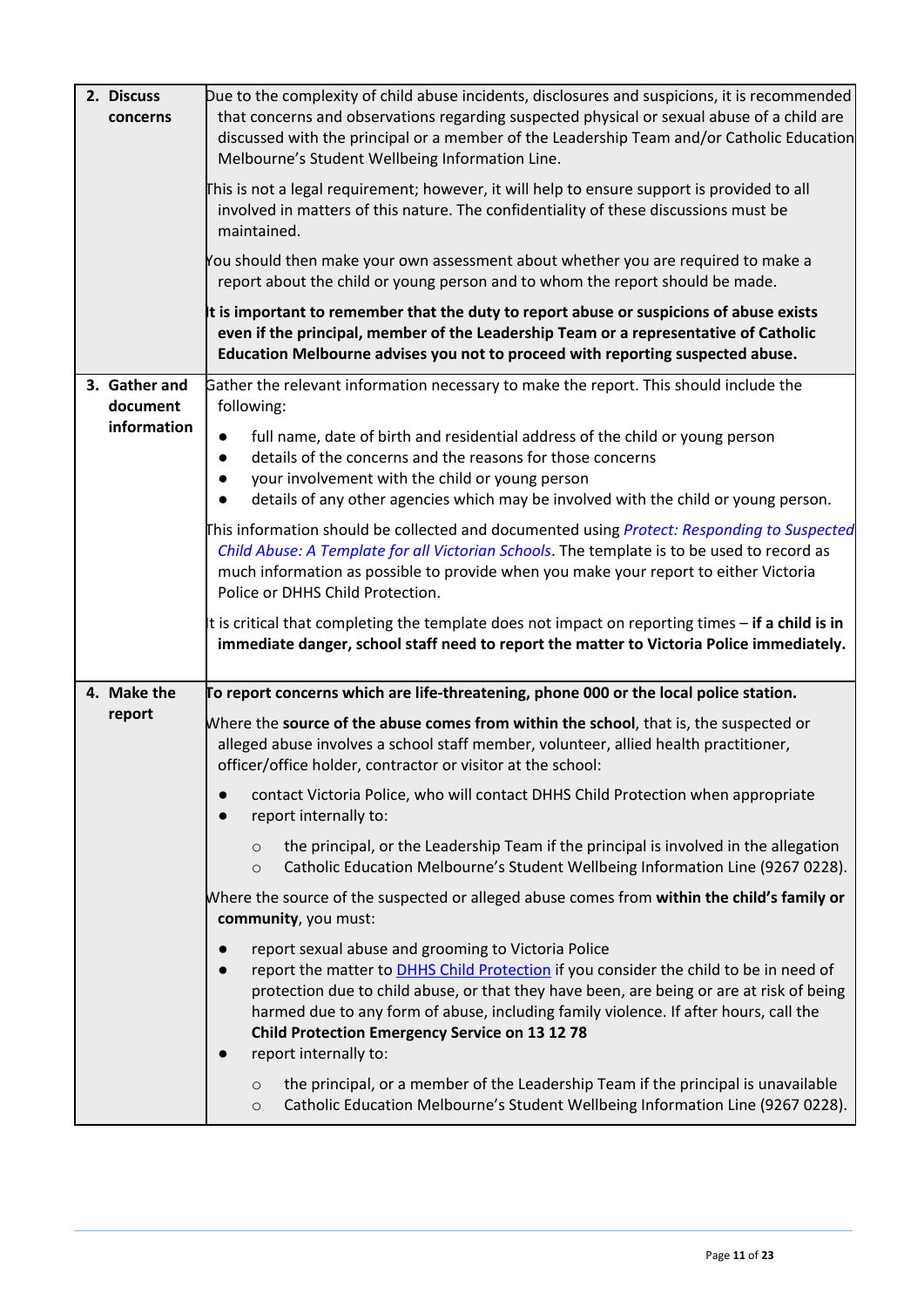| | |
|---|---|
| **2. Discuss concerns** | Due to the complexity of child abuse incidents, disclosures and suspicions, it is recommended that concerns and observations regarding suspected physical or sexual abuse of a child are discussed with the principal or a member of the Leadership Team and/or Catholic Education Melbourne's Student Wellbeing Information Line.<br><br>This is not a legal requirement; however, it will help to ensure support is provided to all involved in matters of this nature. The confidentiality of these discussions must be maintained.<br><br>You should then make your own assessment about whether you are required to make a report about the child or young person and to whom the report should be made.<br><br>**It is important to remember that the duty to report abuse or suspicions of abuse exists even if the principal, member of the Leadership Team or a representative of Catholic Education Melbourne advises you not to proceed with reporting suspected abuse.** |
| **3. Gather and document information** | Gather the relevant information necessary to make the report. This should include the following:<br><br>● full name, date of birth and residential address of the child or young person<br>● details of the concerns and the reasons for those concerns<br>● your involvement with the child or young person<br>● details of any other agencies which may be involved with the child or young person.<br><br>This information should be collected and documented using *Protect: Responding to Suspected Child Abuse: A Template for all Victorian Schools*. The template is to be used to record as much information as possible to provide when you make your report to either Victoria Police or DHHS Child Protection.<br><br>It is critical that completing the template does not impact on reporting times – **if a child is in immediate danger, school staff need to report the matter to Victoria Police immediately.** |
| **4. Make the report** | **To report concerns which are life-threatening, phone 000 or the local police station.**<br><br>Where the **source of the abuse comes from within the school**, that is, the suspected or alleged abuse involves a school staff member, volunteer, allied health practitioner, officer/office holder, contractor or visitor at the school:<br><br>● contact Victoria Police, who will contact DHHS Child Protection when appropriate<br>● report internally to:<br>&nbsp;&nbsp;&nbsp;&nbsp;○ the principal, or the Leadership Team if the principal is involved in the allegation<br>&nbsp;&nbsp;&nbsp;&nbsp;○ Catholic Education Melbourne's Student Wellbeing Information Line (9267 0228).<br><br>Where the source of the suspected or alleged abuse comes from **within the child's family or community**, you must:<br><br>● report sexual abuse and grooming to Victoria Police<br>● report the matter to DHHS Child Protection if you consider the child to be in need of protection due to child abuse, or that they have been, are being or are at risk of being harmed due to any form of abuse, including family violence. If after hours, call the **Child Protection Emergency Service on 13 12 78**<br>● report internally to:<br>&nbsp;&nbsp;&nbsp;&nbsp;○ the principal, or a member of the Leadership Team if the principal is unavailable<br>&nbsp;&nbsp;&nbsp;&nbsp;○ Catholic Education Melbourne's Student Wellbeing Information Line (9267 0228). |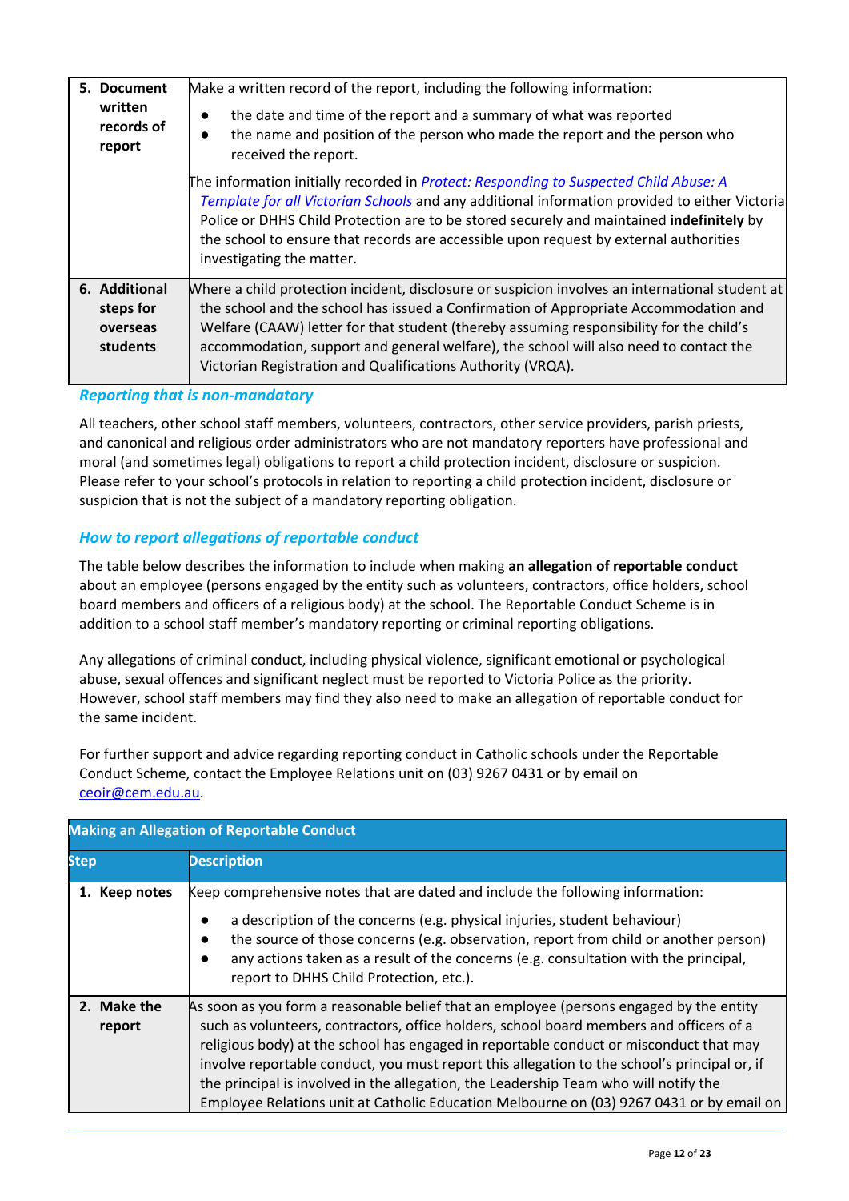| | |
|---|---|
| **5. Document written records of report** | Make a written record of the report, including the following information:<br><br>● the date and time of the report and a summary of what was reported<br>● the name and position of the person who made the report and the person who received the report.<br><br>The information initially recorded in *Protect: Responding to Suspected Child Abuse: A Template for all Victorian Schools* and any additional information provided to either Victoria Police or DHHS Child Protection are to be stored securely and maintained **indefinitely** by the school to ensure that records are accessible upon request by external authorities investigating the matter. |
| **6. Additional steps for overseas students** | Where a child protection incident, disclosure or suspicion involves an international student at the school and the school has issued a Confirmation of Appropriate Accommodation and Welfare (CAAW) letter for that student (thereby assuming responsibility for the child's accommodation, support and general welfare), the school will also need to contact the Victorian Registration and Qualifications Authority (VRQA). |

### *Reporting that is non-mandatory*

All teachers, other school staff members, volunteers, contractors, other service providers, parish priests, and canonical and religious order administrators who are not mandatory reporters have professional and moral (and sometimes legal) obligations to report a child protection incident, disclosure or suspicion. Please refer to your school's protocols in relation to reporting a child protection incident, disclosure or suspicion that is not the subject of a mandatory reporting obligation.

### *How to report allegations of reportable conduct*

The table below describes the information to include when making **an allegation of reportable conduct** about an employee (persons engaged by the entity such as volunteers, contractors, office holders, school board members and officers of a religious body) at the school. The Reportable Conduct Scheme is in addition to a school staff member's mandatory reporting or criminal reporting obligations.

Any allegations of criminal conduct, including physical violence, significant emotional or psychological abuse, sexual offences and significant neglect must be reported to Victoria Police as the priority. However, school staff members may find they also need to make an allegation of reportable conduct for the same incident.

For further support and advice regarding reporting conduct in Catholic schools under the Reportable Conduct Scheme, contact the Employee Relations unit on (03) 9267 0431 or by email on ceoir@cem.edu.au.

| Making an Allegation of Reportable Conduct | |
|---|---|
| **Step** | **Description** |
| **1. Keep notes** | Keep comprehensive notes that are dated and include the following information:<br><br>● a description of the concerns (e.g. physical injuries, student behaviour)<br>● the source of those concerns (e.g. observation, report from child or another person)<br>● any actions taken as a result of the concerns (e.g. consultation with the principal, report to DHHS Child Protection, etc.). |
| **2. Make the report** | As soon as you form a reasonable belief that an employee (persons engaged by the entity such as volunteers, contractors, office holders, school board members and officers of a religious body) at the school has engaged in reportable conduct or misconduct that may involve reportable conduct, you must report this allegation to the school's principal or, if the principal is involved in the allegation, the Leadership Team who will notify the Employee Relations unit at Catholic Education Melbourne on (03) 9267 0431 or by email on |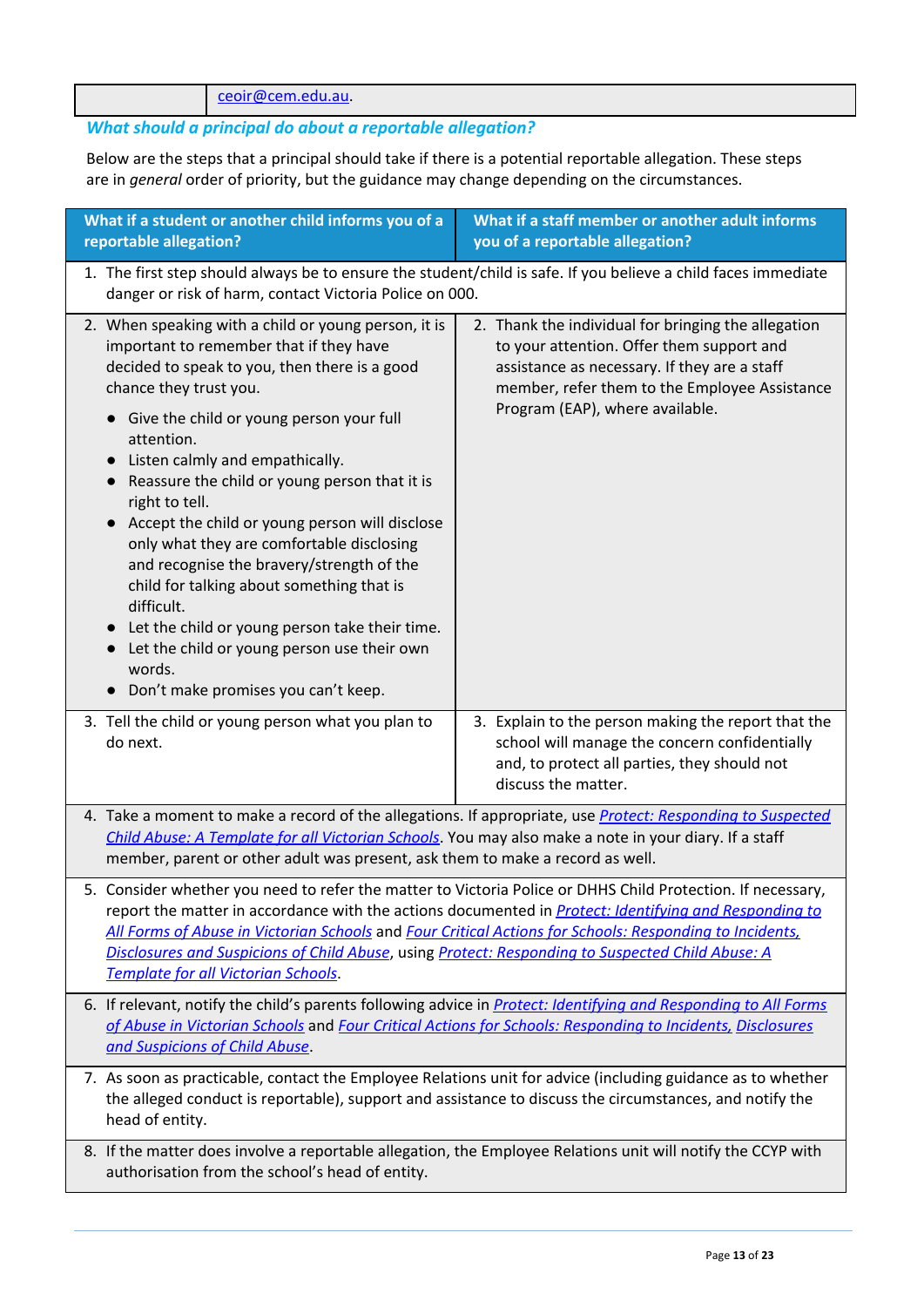| | ceoir@cem.edu.au. |
|---|---|

### *What should a principal do about a reportable allegation?*

Below are the steps that a principal should take if there is a potential reportable allegation. These steps are in *general* order of priority, but the guidance may change depending on the circumstances.

| What if a student or another child informs you of a reportable allegation? | What if a staff member or another adult informs you of a reportable allegation? |
|---|---|
| 1. The first step should always be to ensure the student/child is safe. If you believe a child faces immediate danger or risk of harm, contact Victoria Police on 000. | |
| 2. When speaking with a child or young person, it is important to remember that if they have decided to speak to you, then there is a good chance they trust you. <br>• Give the child or young person your full attention. <br>• Listen calmly and empathically. <br>• Reassure the child or young person that it is right to tell. <br>• Accept the child or young person will disclose only what they are comfortable disclosing and recognise the bravery/strength of the child for talking about something that is difficult. <br>• Let the child or young person take their time. <br>• Let the child or young person use their own words. <br>• Don't make promises you can't keep. | 2. Thank the individual for bringing the allegation to your attention. Offer them support and assistance as necessary. If they are a staff member, refer them to the Employee Assistance Program (EAP), where available. |
| 3. Tell the child or young person what you plan to do next. | 3. Explain to the person making the report that the school will manage the concern confidentially and, to protect all parties, they should not discuss the matter. |
| 4. Take a moment to make a record of the allegations. If appropriate, use *Protect: Responding to Suspected Child Abuse: A Template for all Victorian Schools*. You may also make a note in your diary. If a staff member, parent or other adult was present, ask them to make a record as well. | |
| 5. Consider whether you need to refer the matter to Victoria Police or DHHS Child Protection. If necessary, report the matter in accordance with the actions documented in *Protect: Identifying and Responding to All Forms of Abuse in Victorian Schools* and *Four Critical Actions for Schools: Responding to Incidents, Disclosures and Suspicions of Child Abuse*, using *Protect: Responding to Suspected Child Abuse: A Template for all Victorian Schools*. | |
| 6. If relevant, notify the child's parents following advice in *Protect: Identifying and Responding to All Forms of Abuse in Victorian Schools* and *Four Critical Actions for Schools: Responding to Incidents, Disclosures and Suspicions of Child Abuse*. | |
| 7. As soon as practicable, contact the Employee Relations unit for advice (including guidance as to whether the alleged conduct is reportable), support and assistance to discuss the circumstances, and notify the head of entity. | |
| 8. If the matter does involve a reportable allegation, the Employee Relations unit will notify the CCYP with authorisation from the school's head of entity. | |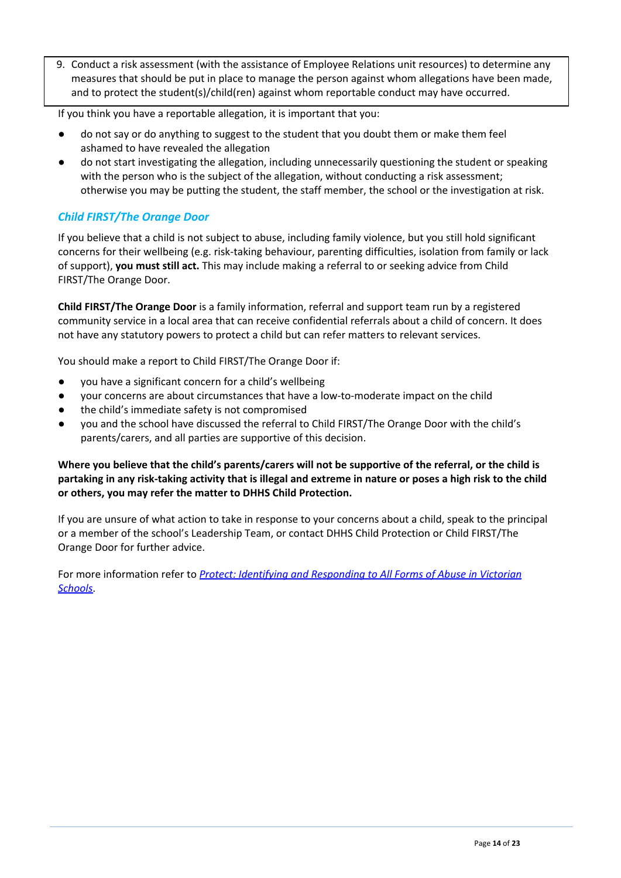9. Conduct a risk assessment (with the assistance of Employee Relations unit resources) to determine any measures that should be put in place to manage the person against whom allegations have been made, and to protect the student(s)/child(ren) against whom reportable conduct may have occurred.

If you think you have a reportable allegation, it is important that you:

- do not say or do anything to suggest to the student that you doubt them or make them feel ashamed to have revealed the allegation
- do not start investigating the allegation, including unnecessarily questioning the student or speaking with the person who is the subject of the allegation, without conducting a risk assessment; otherwise you may be putting the student, the staff member, the school or the investigation at risk.

### *Child FIRST/The Orange Door*

If you believe that a child is not subject to abuse, including family violence, but you still hold significant concerns for their wellbeing (e.g. risk-taking behaviour, parenting difficulties, isolation from family or lack of support), **you must still act.** This may include making a referral to or seeking advice from Child FIRST/The Orange Door.

**Child FIRST/The Orange Door** is a family information, referral and support team run by a registered community service in a local area that can receive confidential referrals about a child of concern. It does not have any statutory powers to protect a child but can refer matters to relevant services.

You should make a report to Child FIRST/The Orange Door if:

- you have a significant concern for a child's wellbeing
- your concerns are about circumstances that have a low-to-moderate impact on the child
- the child's immediate safety is not compromised
- you and the school have discussed the referral to Child FIRST/The Orange Door with the child's parents/carers, and all parties are supportive of this decision.

**Where you believe that the child's parents/carers will not be supportive of the referral, or the child is partaking in any risk-taking activity that is illegal and extreme in nature or poses a high risk to the child or others, you may refer the matter to DHHS Child Protection.**

If you are unsure of what action to take in response to your concerns about a child, speak to the principal or a member of the school's Leadership Team, or contact DHHS Child Protection or Child FIRST/The Orange Door for further advice.

For more information refer to *Protect: Identifying and Responding to All Forms of Abuse in Victorian Schools*.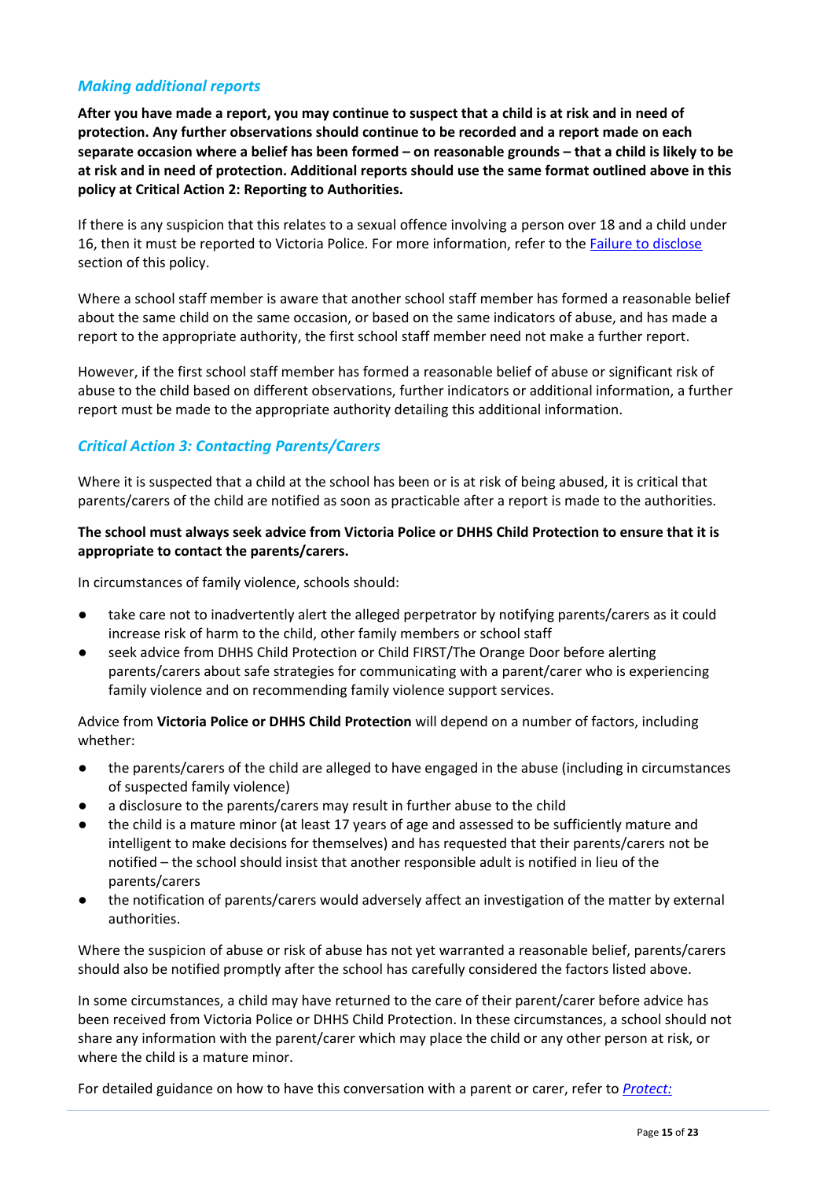### *Making additional reports*

**After you have made a report, you may continue to suspect that a child is at risk and in need of protection. Any further observations should continue to be recorded and a report made on each separate occasion where a belief has been formed – on reasonable grounds – that a child is likely to be at risk and in need of protection. Additional reports should use the same format outlined above in this policy at Critical Action 2: Reporting to Authorities.**

If there is any suspicion that this relates to a sexual offence involving a person over 18 and a child under 16, then it must be reported to Victoria Police. For more information, refer to the [Failure to disclose](#) section of this policy.

Where a school staff member is aware that another school staff member has formed a reasonable belief about the same child on the same occasion, or based on the same indicators of abuse, and has made a report to the appropriate authority, the first school staff member need not make a further report.

However, if the first school staff member has formed a reasonable belief of abuse or significant risk of abuse to the child based on different observations, further indicators or additional information, a further report must be made to the appropriate authority detailing this additional information.

### *Critical Action 3: Contacting Parents/Carers*

Where it is suspected that a child at the school has been or is at risk of being abused, it is critical that parents/carers of the child are notified as soon as practicable after a report is made to the authorities.

**The school must always seek advice from Victoria Police or DHHS Child Protection to ensure that it is appropriate to contact the parents/carers.**

In circumstances of family violence, schools should:

- take care not to inadvertently alert the alleged perpetrator by notifying parents/carers as it could increase risk of harm to the child, other family members or school staff
- seek advice from DHHS Child Protection or Child FIRST/The Orange Door before alerting parents/carers about safe strategies for communicating with a parent/carer who is experiencing family violence and on recommending family violence support services.

Advice from **Victoria Police or DHHS Child Protection** will depend on a number of factors, including whether:

- the parents/carers of the child are alleged to have engaged in the abuse (including in circumstances of suspected family violence)
- a disclosure to the parents/carers may result in further abuse to the child
- the child is a mature minor (at least 17 years of age and assessed to be sufficiently mature and intelligent to make decisions for themselves) and has requested that their parents/carers not be notified – the school should insist that another responsible adult is notified in lieu of the parents/carers
- the notification of parents/carers would adversely affect an investigation of the matter by external authorities.

Where the suspicion of abuse or risk of abuse has not yet warranted a reasonable belief, parents/carers should also be notified promptly after the school has carefully considered the factors listed above.

In some circumstances, a child may have returned to the care of their parent/carer before advice has been received from Victoria Police or DHHS Child Protection. In these circumstances, a school should not share any information with the parent/carer which may place the child or any other person at risk, or where the child is a mature minor.

For detailed guidance on how to have this conversation with a parent or carer, refer to [*Protect:*](#)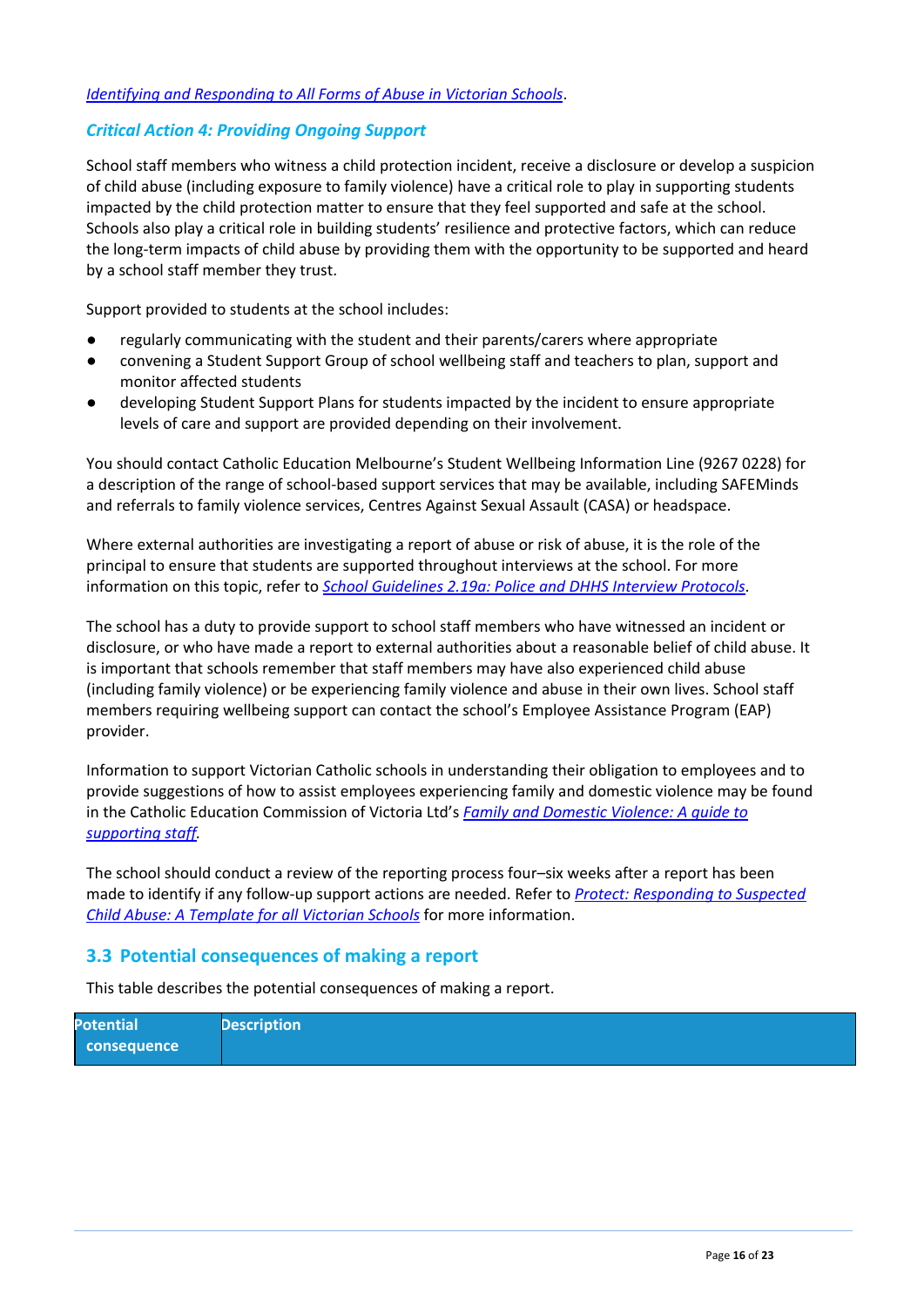*[Identifying and Responding to All Forms of Abuse in Victorian Schools](#)*.

### *Critical Action 4: Providing Ongoing Support*

School staff members who witness a child protection incident, receive a disclosure or develop a suspicion of child abuse (including exposure to family violence) have a critical role to play in supporting students impacted by the child protection matter to ensure that they feel supported and safe at the school. Schools also play a critical role in building students' resilience and protective factors, which can reduce the long-term impacts of child abuse by providing them with the opportunity to be supported and heard by a school staff member they trust.

Support provided to students at the school includes:

- regularly communicating with the student and their parents/carers where appropriate
- convening a Student Support Group of school wellbeing staff and teachers to plan, support and monitor affected students
- developing Student Support Plans for students impacted by the incident to ensure appropriate levels of care and support are provided depending on their involvement.

You should contact Catholic Education Melbourne's Student Wellbeing Information Line (9267 0228) for a description of the range of school-based support services that may be available, including SAFEMinds and referrals to family violence services, Centres Against Sexual Assault (CASA) or headspace.

Where external authorities are investigating a report of abuse or risk of abuse, it is the role of the principal to ensure that students are supported throughout interviews at the school. For more information on this topic, refer to *[School Guidelines 2.19a: Police and DHHS Interview Protocols](#)*.

The school has a duty to provide support to school staff members who have witnessed an incident or disclosure, or who have made a report to external authorities about a reasonable belief of child abuse. It is important that schools remember that staff members may have also experienced child abuse (including family violence) or be experiencing family violence and abuse in their own lives. School staff members requiring wellbeing support can contact the school's Employee Assistance Program (EAP) provider.

Information to support Victorian Catholic schools in understanding their obligation to employees and to provide suggestions of how to assist employees experiencing family and domestic violence may be found in the Catholic Education Commission of Victoria Ltd's *[Family and Domestic Violence: A guide to supporting staff](#)*.

The school should conduct a review of the reporting process four–six weeks after a report has been made to identify if any follow-up support actions are needed. Refer to *[Protect: Responding to Suspected Child Abuse: A Template for all Victorian Schools](#)* for more information.

## 3.3 Potential consequences of making a report

This table describes the potential consequences of making a report.

| Potential consequence | Description |
|---|---|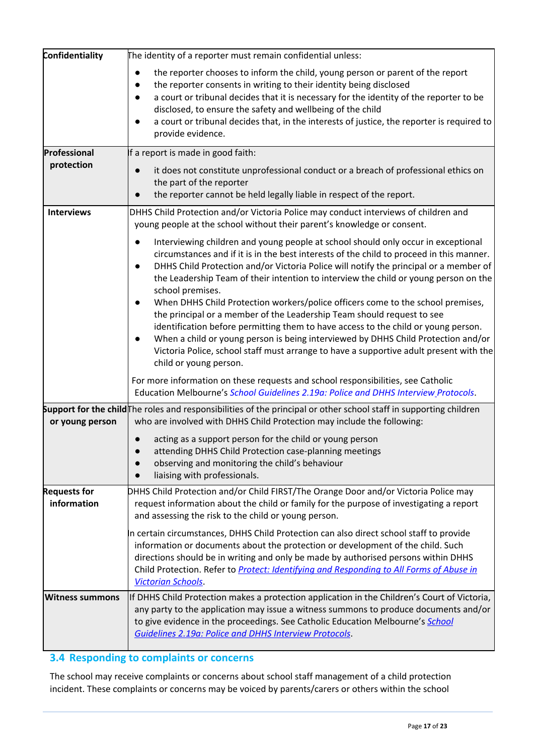| | |
|---|---|
| **Confidentiality** | The identity of a reporter must remain confidential unless:<br>● the reporter chooses to inform the child, young person or parent of the report<br>● the reporter consents in writing to their identity being disclosed<br>● a court or tribunal decides that it is necessary for the identity of the reporter to be disclosed, to ensure the safety and wellbeing of the child<br>● a court or tribunal decides that, in the interests of justice, the reporter is required to provide evidence. |
| **Professional protection** | If a report is made in good faith:<br>● it does not constitute unprofessional conduct or a breach of professional ethics on the part of the reporter<br>● the reporter cannot be held legally liable in respect of the report. |
| **Interviews** | DHHS Child Protection and/or Victoria Police may conduct interviews of children and young people at the school without their parent's knowledge or consent.<br>● Interviewing children and young people at school should only occur in exceptional circumstances and if it is in the best interests of the child to proceed in this manner.<br>● DHHS Child Protection and/or Victoria Police will notify the principal or a member of the Leadership Team of their intention to interview the child or young person on the school premises.<br>● When DHHS Child Protection workers/police officers come to the school premises, the principal or a member of the Leadership Team should request to see identification before permitting them to have access to the child or young person.<br>● When a child or young person is being interviewed by DHHS Child Protection and/or Victoria Police, school staff must arrange to have a supportive adult present with the child or young person.<br>For more information on these requests and school responsibilities, see Catholic Education Melbourne's *School Guidelines 2.19a: Police and DHHS Interview Protocols*. |
| **Support for the child or young person** | The roles and responsibilities of the principal or other school staff in supporting children who are involved with DHHS Child Protection may include the following:<br>● acting as a support person for the child or young person<br>● attending DHHS Child Protection case-planning meetings<br>● observing and monitoring the child's behaviour<br>● liaising with professionals. |
| **Requests for information** | DHHS Child Protection and/or Child FIRST/The Orange Door and/or Victoria Police may request information about the child or family for the purpose of investigating a report and assessing the risk to the child or young person.<br>In certain circumstances, DHHS Child Protection can also direct school staff to provide information or documents about the protection or development of the child. Such directions should be in writing and only be made by authorised persons within DHHS Child Protection. Refer to *Protect: Identifying and Responding to All Forms of Abuse in Victorian Schools*. |
| **Witness summons** | If DHHS Child Protection makes a protection application in the Children's Court of Victoria, any party to the application may issue a witness summons to produce documents and/or to give evidence in the proceedings. See Catholic Education Melbourne's *School Guidelines 2.19a: Police and DHHS Interview Protocols*. |

### 3.4 Responding to complaints or concerns

The school may receive complaints or concerns about school staff management of a child protection incident. These complaints or concerns may be voiced by parents/carers or others within the school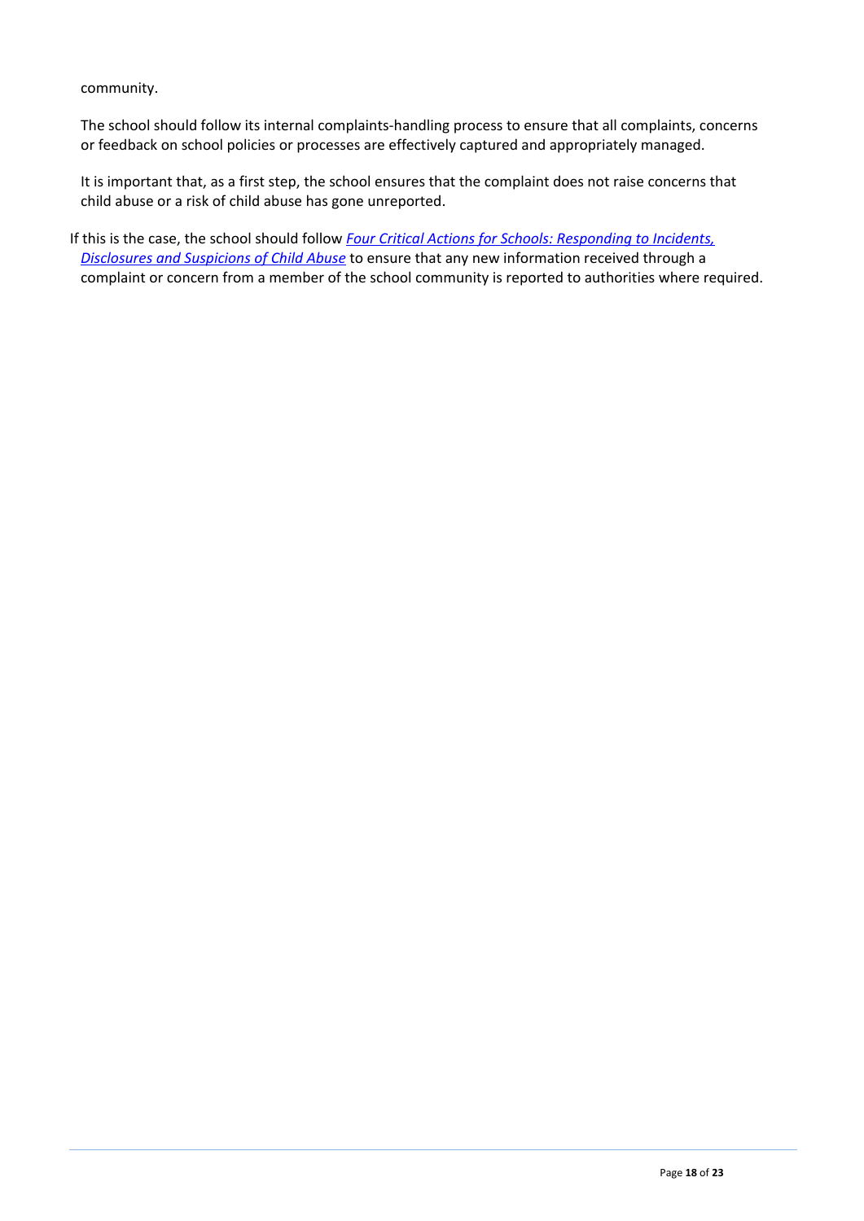community.

The school should follow its internal complaints-handling process to ensure that all complaints, concerns or feedback on school policies or processes are effectively captured and appropriately managed.

It is important that, as a first step, the school ensures that the complaint does not raise concerns that child abuse or a risk of child abuse has gone unreported.

If this is the case, the school should follow *Four Critical Actions for Schools: Responding to Incidents, Disclosures and Suspicions of Child Abuse* to ensure that any new information received through a complaint or concern from a member of the school community is reported to authorities where required.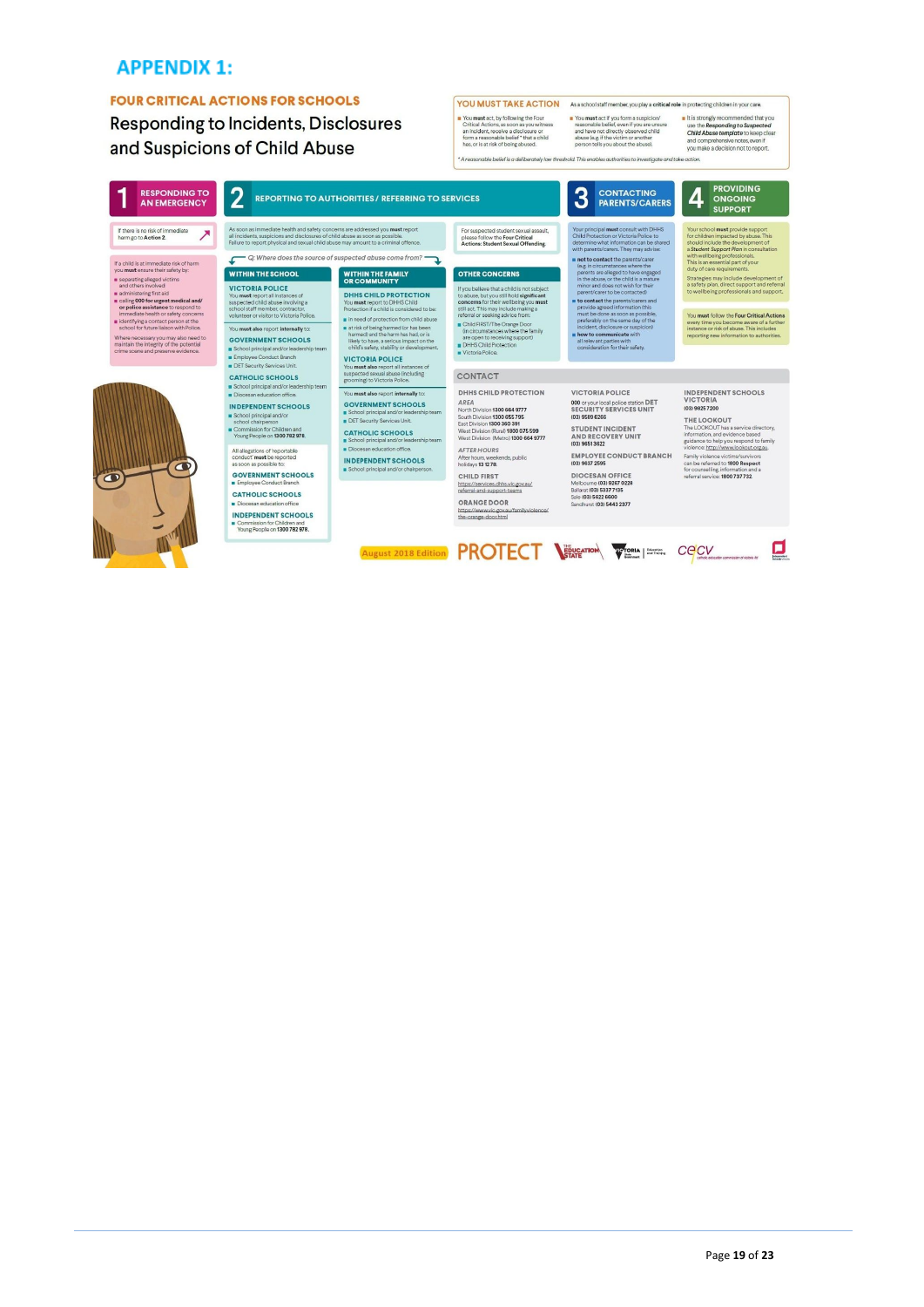# APPENDIX 1:

## FOUR CRITICAL ACTIONS FOR SCHOOLS

## Responding to Incidents, Disclosures and Suspicions of Child Abuse

**YOU MUST TAKE ACTION** As a school staff member, you play a **critical role** in protecting children in your care.

- You **must** act, by following the Four Critical Actions, as soon as you witness an incident, receive a disclosure or form a reasonable belief* that a child has, or is at risk of being abused.
- You **must** act if you form a suspicion/reasonable belief, even if you are unsure and have not directly observed child abuse (e.g. if the victim or another person tells you about the abuse).
- It is strongly recommended that you use the ***Responding to Suspected Child Abuse template*** to keep clear and comprehensive notes, even if you make a decision not to report.

*A reasonable belief is a deliberately low threshold. This enables authorities to investigate and take action.

## 1 RESPONDING TO AN EMERGENCY

If there is no risk of immediate harm go to **Action 2**.

If a child is at immediate risk of harm you **must** ensure their safety by:

- separating alleged victims and others involved
- administering first aid
- calling **000 for urgent medical and/or police assistance** to respond to immediate health or safety concerns
- identifying a contact person at the school for future liaison with Police.

Where necessary you may also need to maintain the integrity of the potential crime scene and preserve evidence.

## 2 REPORTING TO AUTHORITIES / REFERRING TO SERVICES

As soon as immediate health and safety concerns are addressed you **must** report all incidents, suspicions and disclosures of child abuse as soon as possible. Failure to report physical and sexual child abuse may amount to a criminal offence.

For suspected student sexual assault, please follow the **Four Critical Actions: Student Sexual Offending**.

Q: Where does the source of suspected abuse come from?

### WITHIN THE SCHOOL

**VICTORIA POLICE**
You **must** report all instances of suspected child abuse involving a school staff member, contractor, volunteer or visitor to Victoria Police.

You **must also** report **internally** to:

**GOVERNMENT SCHOOLS**
- School principal and/or leadership team
- Employee Conduct Branch
- DET Security Services Unit.

**CATHOLIC SCHOOLS**
- School principal and/or leadership team
- Diocesan education office.

**INDEPENDENT SCHOOLS**
- School principal and/or school chairperson
- Commission for Children and Young People on 1300 782 978.

All allegations of 'reportable conduct' **must** be reported as soon as possible to:

**GOVERNMENT SCHOOLS**
- Employee Conduct Branch

**CATHOLIC SCHOOLS**
- Diocesan education office

**INDEPENDENT SCHOOLS**
- Commission for Children and Young People on 1300 782 978.

### WITHIN THE FAMILY OR COMMUNITY

**DHHS CHILD PROTECTION**
You **must** report to DHHS Child Protection if a child is considered to be:

- in need of protection from child abuse
- at risk of being harmed (or has been harmed) and the harm has had, or is likely to have, a serious impact on the child's safety, stability or development.

**VICTORIA POLICE**
You **must also** report all instances of suspected sexual abuse (including grooming) to Victoria Police.

You **must also** report **internally** to:

**GOVERNMENT SCHOOLS**
- School principal and/or leadership team
- DET Security Services Unit.

**CATHOLIC SCHOOLS**
- School principal and/or leadership team
- Diocesan education office.

**INDEPENDENT SCHOOLS**
- School principal and/or chairperson.

### OTHER CONCERNS

If you believe that a child is not subject to abuse, but you still hold **significant concerns** for their wellbeing you **must** still act. This may include making a referral or seeking advice from:

- Child FIRST/The Orange Door (in circumstances where the family are open to receiving support)
- DHHS Child Protection
- Victoria Police.

## 3 CONTACTING PARENTS/CARERS

Your principal **must** consult with DHHS Child Protection or Victoria Police to determine what information can be shared with parents/carers. They may advise:

- **not to contact** the parents/carer (e.g. in circumstances where the parents are alleged to have engaged in the abuse, or the child is a mature minor and does not wish for their parent/carer to be contacted)
- **to contact** the parents/carers and provide agreed information (this must be done as soon as possible, preferably on the same day of the incident, disclosure or suspicion)
- **how to communicate** with all relevant parties with consideration for their safety.

## 4 PROVIDING ONGOING SUPPORT

Your school **must** provide support for children impacted by abuse. This should include the development of a ***Student Support Plan*** in consultation with wellbeing professionals. This is an essential part of your duty of care requirements.

Strategies may include development of a safety plan, direct support and referral to wellbeing professionals and support.

You **must** follow the Four Critical Actions every time you become aware of a further instance or risk of abuse. This includes reporting new information to authorities.

## CONTACT

**DHHS CHILD PROTECTION**

*AREA*
North Division **1300 664 977**
South Division **1300 655 795**
East Division **1300 360 391**
West Division (Rural) **1800 075 599**
West Division (Metro) **1300 664 977**

*AFTER HOURS*
After hours, weekends, public holidays **13 12 78**

**CHILD FIRST**
https://services.dhhs.vic.gov.au/referral-and-support-teams

**ORANGE DOOR**
https://www.vic.gov.au/familyviolence/the-orange-door.html

**VICTORIA POLICE**
**000** or your local police station **DET SECURITY SERVICES UNIT**
**(03) 9589 6266**

**STUDENT INCIDENT AND RECOVERY UNIT**
**(03) 9651 3622**

**EMPLOYEE CONDUCT BRANCH**
**(03) 9637 2595**

**DIOCESAN OFFICE**
Melbourne **(03) 9267 0228**
Ballarat **(03) 5337 7135**
Sale **(03) 5622 6600**
Sandhurst **(03) 5443 2377**

**INDEPENDENT SCHOOLS VICTORIA**
**(03) 9825 7200**

**THE LOOKOUT**
The LOOKOUT has a service directory, information, and evidence based guidance to help you respond to family violence: http://www.lookout.org.au

Family violence victims/survivors can be referred to **1800 Respect** for counselling, information and a referral service: **1800 737 732**

August 2018 Edition — PROTECT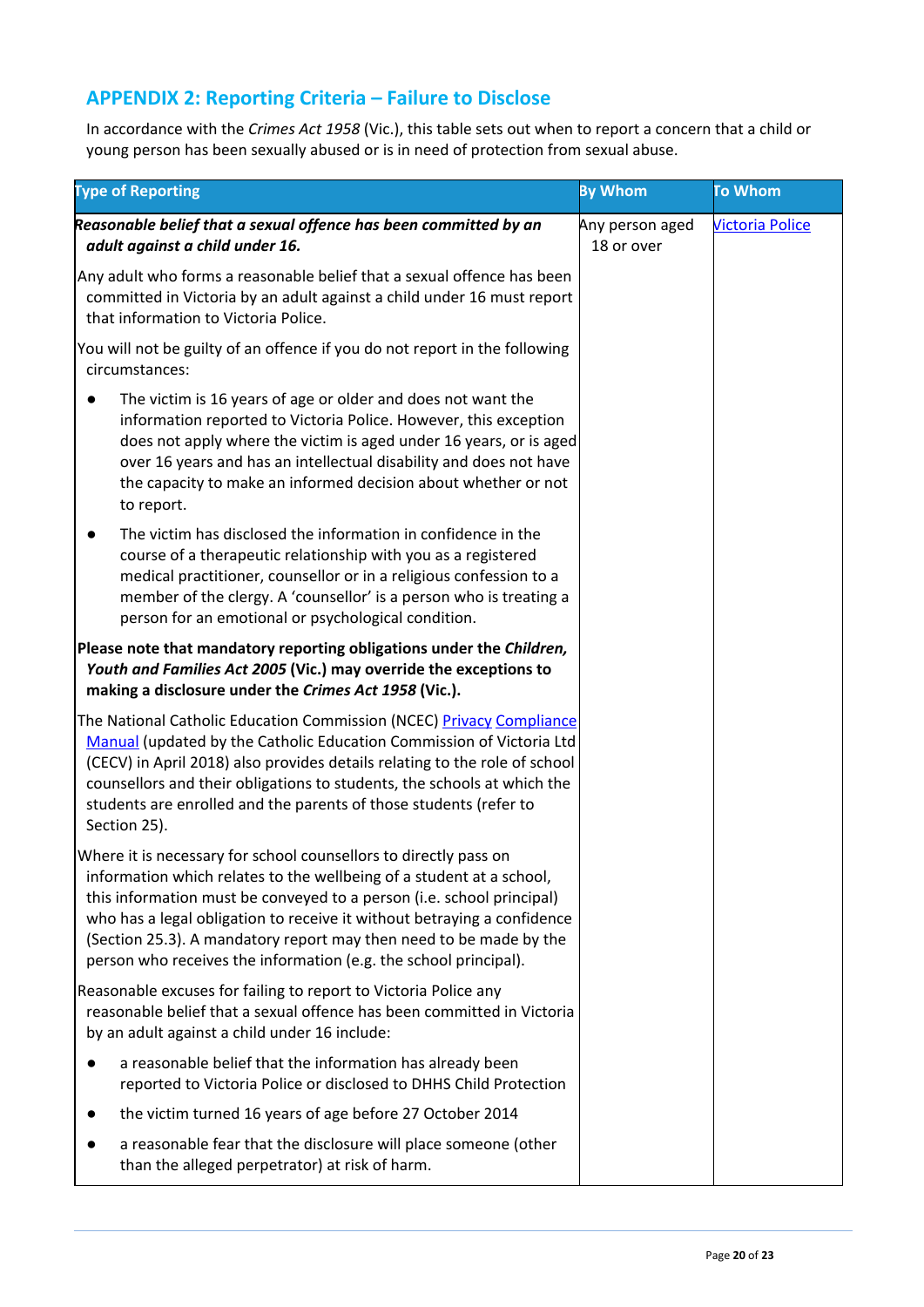## APPENDIX 2: Reporting Criteria – Failure to Disclose

In accordance with the *Crimes Act 1958* (Vic.), this table sets out when to report a concern that a child or young person has been sexually abused or is in need of protection from sexual abuse.

| Type of Reporting | By Whom | To Whom |
|---|---|---|
| ***Reasonable belief that a sexual offence has been committed by an adult against a child under 16.***<br><br>Any adult who forms a reasonable belief that a sexual offence has been committed in Victoria by an adult against a child under 16 must report that information to Victoria Police.<br><br>You will not be guilty of an offence if you do not report in the following circumstances:<br><br>● The victim is 16 years of age or older and does not want the information reported to Victoria Police. However, this exception does not apply where the victim is aged under 16 years, or is aged over 16 years and has an intellectual disability and does not have the capacity to make an informed decision about whether or not to report.<br><br>● The victim has disclosed the information in confidence in the course of a therapeutic relationship with you as a registered medical practitioner, counsellor or in a religious confession to a member of the clergy. A 'counsellor' is a person who is treating a person for an emotional or psychological condition.<br><br>**Please note that mandatory reporting obligations under the *Children, Youth and Families Act 2005* (Vic.) may override the exceptions to making a disclosure under the *Crimes Act 1958* (Vic.).**<br><br>The National Catholic Education Commission (NCEC) Privacy Compliance Manual (updated by the Catholic Education Commission of Victoria Ltd (CECV) in April 2018) also provides details relating to the role of school counsellors and their obligations to students, the schools at which the students are enrolled and the parents of those students (refer to Section 25).<br><br>Where it is necessary for school counsellors to directly pass on information which relates to the wellbeing of a student at a school, this information must be conveyed to a person (i.e. school principal) who has a legal obligation to receive it without betraying a confidence (Section 25.3). A mandatory report may then need to be made by the person who receives the information (e.g. the school principal).<br><br>Reasonable excuses for failing to report to Victoria Police any reasonable belief that a sexual offence has been committed in Victoria by an adult against a child under 16 include:<br><br>● a reasonable belief that the information has already been reported to Victoria Police or disclosed to DHHS Child Protection<br><br>● the victim turned 16 years of age before 27 October 2014<br><br>● a reasonable fear that the disclosure will place someone (other than the alleged perpetrator) at risk of harm. | Any person aged 18 or over | Victoria Police |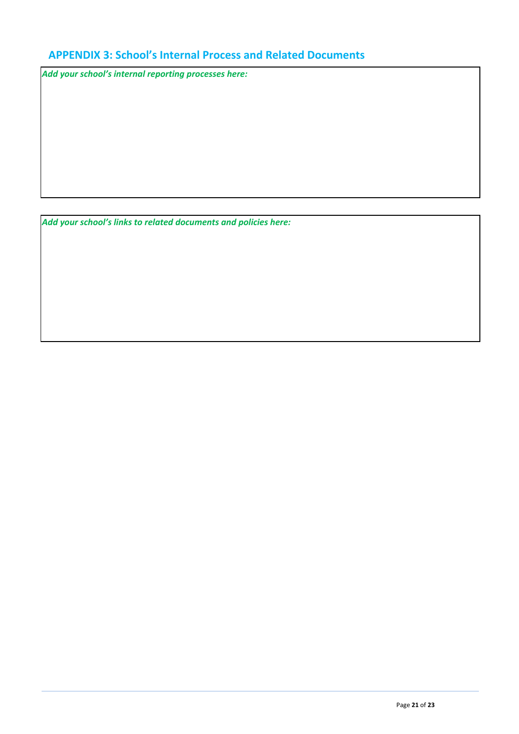## APPENDIX 3: School's Internal Process and Related Documents

| |
|---|
| ***Add your school's internal reporting processes here:*** |

| |
|---|
| ***Add your school's links to related documents and policies here:*** |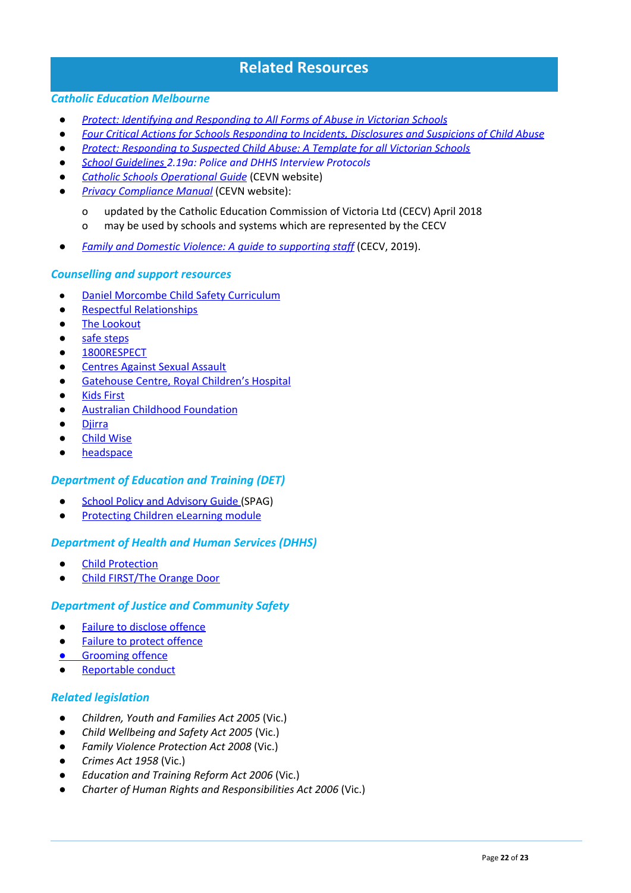# Related Resources

### *Catholic Education Melbourne*

- *Protect: Identifying and Responding to All Forms of Abuse in Victorian Schools*
- *Four Critical Actions for Schools Responding to Incidents, Disclosures and Suspicions of Child Abuse*
- *Protect: Responding to Suspected Child Abuse: A Template for all Victorian Schools*
- *School Guidelines 2.19a: Police and DHHS Interview Protocols*
- *Catholic Schools Operational Guide* (CEVN website)
- *Privacy Compliance Manual* (CEVN website):
  - updated by the Catholic Education Commission of Victoria Ltd (CECV) April 2018
  - may be used by schools and systems which are represented by the CECV
- *Family and Domestic Violence: A guide to supporting staff* (CECV, 2019).

### *Counselling and support resources*

- Daniel Morcombe Child Safety Curriculum
- Respectful Relationships
- The Lookout
- safe steps
- 1800RESPECT
- Centres Against Sexual Assault
- Gatehouse Centre, Royal Children's Hospital
- Kids First
- Australian Childhood Foundation
- Djirra
- Child Wise
- headspace

### *Department of Education and Training (DET)*

- School Policy and Advisory Guide (SPAG)
- Protecting Children eLearning module

### *Department of Health and Human Services (DHHS)*

- Child Protection
- Child FIRST/The Orange Door

### *Department of Justice and Community Safety*

- Failure to disclose offence
- Failure to protect offence
- Grooming offence
- Reportable conduct

### *Related legislation*

- *Children, Youth and Families Act 2005* (Vic.)
- *Child Wellbeing and Safety Act 2005* (Vic.)
- *Family Violence Protection Act 2008* (Vic.)
- *Crimes Act 1958* (Vic.)
- *Education and Training Reform Act 2006* (Vic.)
- *Charter of Human Rights and Responsibilities Act 2006* (Vic.)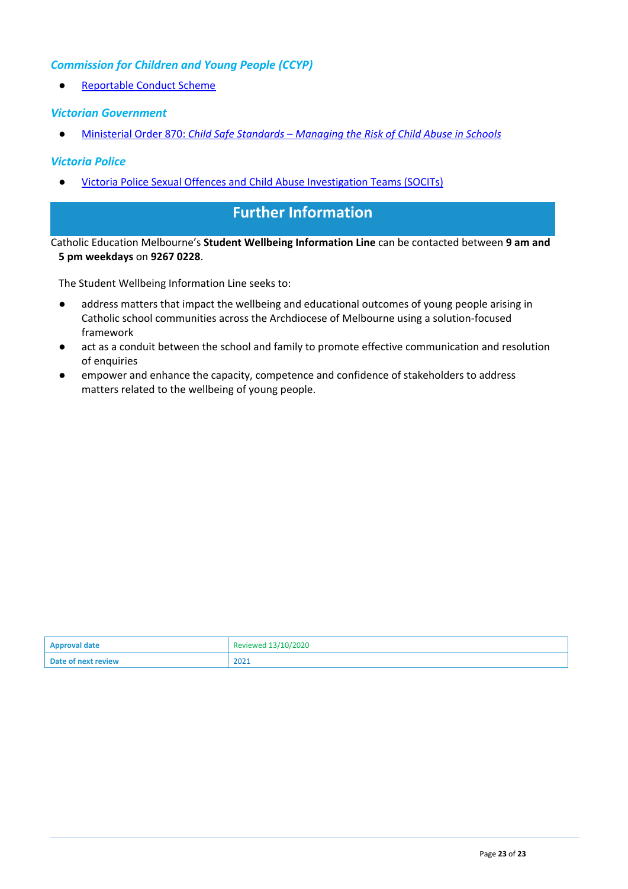### *Commission for Children and Young People (CCYP)*

- Reportable Conduct Scheme

### *Victorian Government*

- Ministerial Order 870: *Child Safe Standards – Managing the Risk of Child Abuse in Schools*

### *Victoria Police*

- Victoria Police Sexual Offences and Child Abuse Investigation Teams (SOCITs)

## Further Information

Catholic Education Melbourne's **Student Wellbeing Information Line** can be contacted between **9 am and 5 pm weekdays** on **9267 0228**.

The Student Wellbeing Information Line seeks to:

- address matters that impact the wellbeing and educational outcomes of young people arising in Catholic school communities across the Archdiocese of Melbourne using a solution-focused framework
- act as a conduit between the school and family to promote effective communication and resolution of enquiries
- empower and enhance the capacity, competence and confidence of stakeholders to address matters related to the wellbeing of young people.

| | |
|---|---|
| **Approval date** | Reviewed 13/10/2020 |
| **Date of next review** | 2021 |